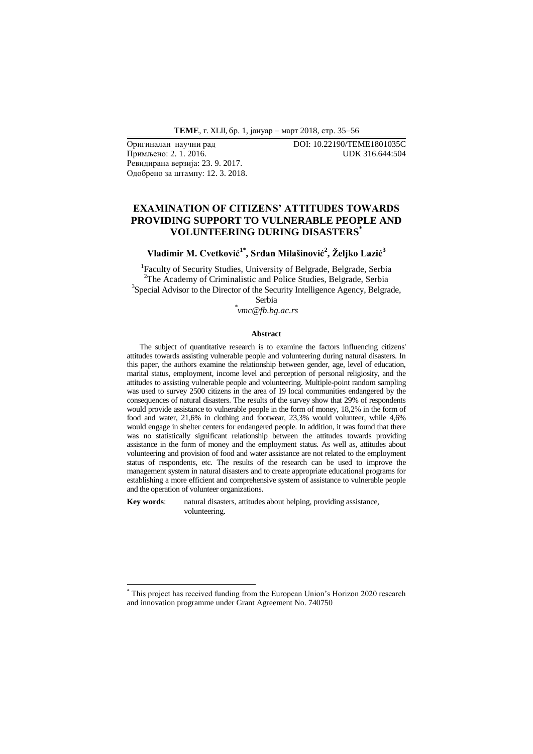Оригиналан научни рад
Примљено: 2. 1. 2016.
Ревидирана верзија: 23. 9. 2017.
Одобрено за штампу: 12. 3. 2018.

DOI: 10.22190/TEME1801035C
UDK 316.644:504

# EXAMINATION OF CITIZENS' ATTITUDES TOWARDS PROVIDING SUPPORT TO VULNERABLE PEOPLE AND VOLUNTEERING DURING DISASTERS[*]

**Vladimir M. Cvetković[1*], Srđan Milašinović[2], Željko Lazić[3]**

[1]Faculty of Security Studies, University of Belgrade, Belgrade, Serbia
[2]The Academy of Criminalistic and Police Studies, Belgrade, Serbia
[3]Special Advisor to the Director of the Security Intelligence Agency, Belgrade, Serbia
[*]*vmc@fb.bg.ac.rs*

### Abstract

The subject of quantitative research is to examine the factors influencing citizens' attitudes towards assisting vulnerable people and volunteering during natural disasters. In this paper, the authors examine the relationship between gender, age, level of education, marital status, employment, income level and perception of personal religiosity, and the attitudes to assisting vulnerable people and volunteering. Multiple-point random sampling was used to survey 2500 citizens in the area of 19 local communities endangered by the consequences of natural disasters. The results of the survey show that 29% of respondents would provide assistance to vulnerable people in the form of money, 18,2% in the form of food and water, 21,6% in clothing and footwear, 23,3% would volunteer, while 4,6% would engage in shelter centers for endangered people. In addition, it was found that there was no statistically significant relationship between the attitudes towards providing assistance in the form of money and the employment status. As well as, attitudes about volunteering and provision of food and water assistance are not related to the employment status of respondents, etc. The results of the research can be used to improve the management system in natural disasters and to create appropriate educational programs for establishing a more efficient and comprehensive system of assistance to vulnerable people and the operation of volunteer organizations.

**Key words**: natural disasters, attitudes about helping, providing assistance, volunteering.

---

[*] This project has received funding from the European Union's Horizon 2020 research and innovation programme under Grant Agreement No. 740750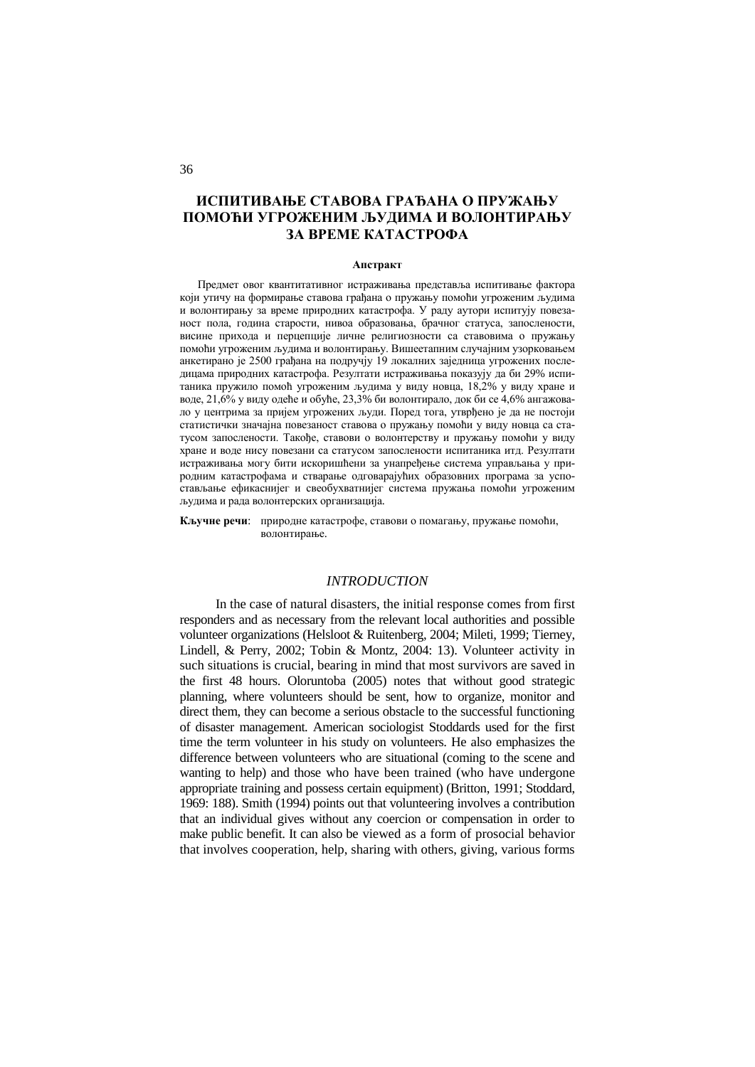# ИСПИТИВАЊЕ СТАВОВА ГРАЂАНА О ПРУЖАЊУ ПОМОЋИ УГРОЖЕНИМ ЉУДИМА И ВОЛОНТИРАЊУ ЗА ВРЕМЕ КАТАСТРОФА

**Апстракт**

Предмет овог квантитативног истраживања представља испитивање фактора који утичу на формирање ставова грађана о пружању помоћи угроженим људима и волонтирању за време природних катастрофа. У раду аутори испитују повезаност пола, година старости, нивоа образовања, брачног статуса, запослености, висине прихода и перцепције личне религиозности са ставовима о пружању помоћи угроженим људима и волонтирању. Вишеетапним случајним узорковањем анкетирано је 2500 грађана на подручју 19 локалних заједница угрожених последицама природних катастрофа. Резултати истраживања показују да би 29% испитаника пружило помоћ угроженим људима у виду новца, 18,2% у виду хране и воде, 21,6% у виду одеће и обуће, 23,3% би волонтирало, док би се 4,6% ангажовало у центрима за пријем угрожених људи. Поред тога, утврђено је да не постоји статистички значајна повезаност ставова о пружању помоћи у виду новца са статусом запослености. Такође, ставови о волонтерству и пружању помоћи у виду хране и воде нису повезани са статусом запослености испитаника итд. Резултати истраживања могу бити искоришћени за унапређење система управљања у природним катастрофама и стварање одговарајућих образовних програма за успостављање ефикаснијег и свеобухватнијег система пружања помоћи угроженим људима и рада волонтерских организација.

**Кључне речи**: природне катастрофе, ставови о помагању, пружање помоћи, волонтирање.

## *INTRODUCTION*

In the case of natural disasters, the initial response comes from first responders and as necessary from the relevant local authorities and possible volunteer organizations (Helsloot & Ruitenberg, 2004; Mileti, 1999; Tierney, Lindell, & Perry, 2002; Tobin & Montz, 2004: 13). Volunteer activity in such situations is crucial, bearing in mind that most survivors are saved in the first 48 hours. Oloruntoba (2005) notes that without good strategic planning, where volunteers should be sent, how to organize, monitor and direct them, they can become a serious obstacle to the successful functioning of disaster management. American sociologist Stoddards used for the first time the term volunteer in his study on volunteers. He also emphasizes the difference between volunteers who are situational (coming to the scene and wanting to help) and those who have been trained (who have undergone appropriate training and possess certain equipment) (Britton, 1991; Stoddard, 1969: 188). Smith (1994) points out that volunteering involves a contribution that an individual gives without any coercion or compensation in order to make public benefit. It can also be viewed as a form of prosocial behavior that involves cooperation, help, sharing with others, giving, various forms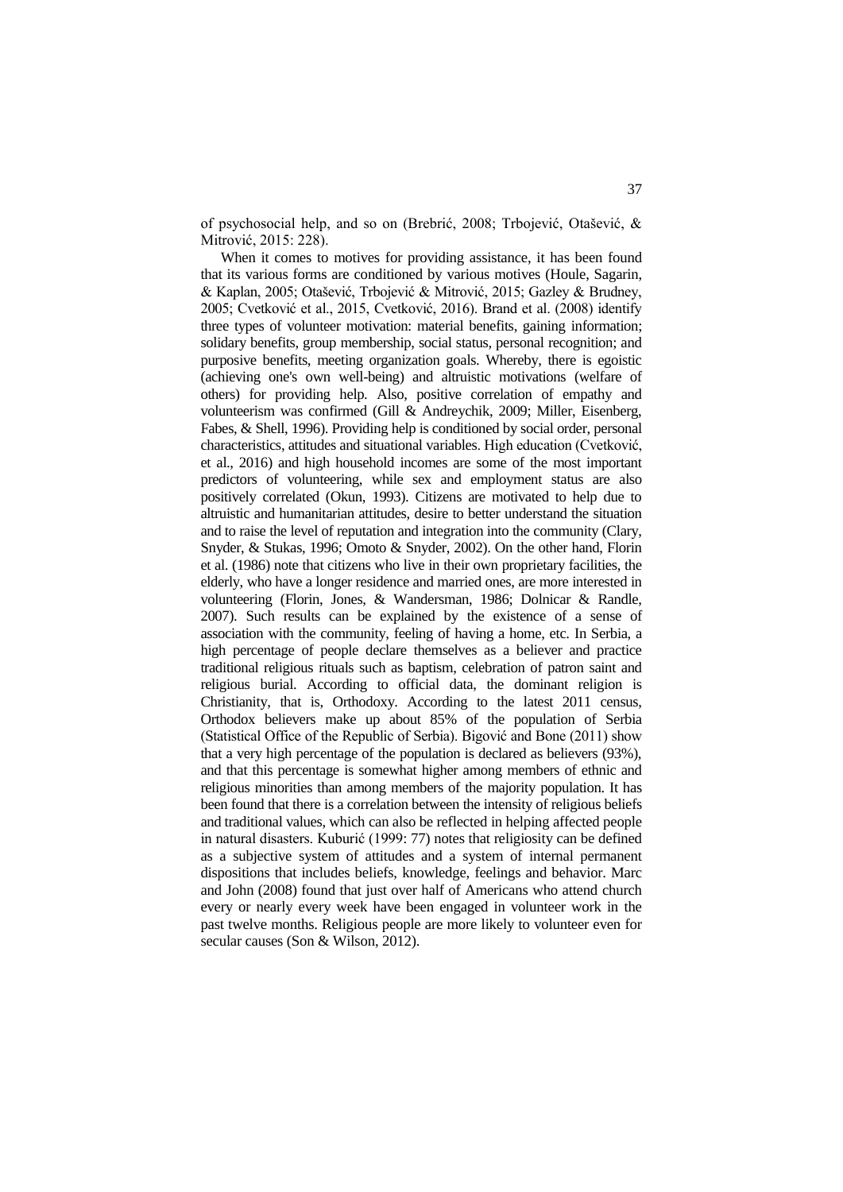of psychosocial help, and so on (Brebrić, 2008; Trbojević, Otašević, & Mitrović, 2015: 228).

When it comes to motives for providing assistance, it has been found that its various forms are conditioned by various motives (Houle, Sagarin, & Kaplan, 2005; Otašević, Trbojević & Mitrović, 2015; Gazley & Brudney, 2005; Cvetković et al., 2015, Cvetković, 2016). Brand et al. (2008) identify three types of volunteer motivation: material benefits, gaining information; solidary benefits, group membership, social status, personal recognition; and purposive benefits, meeting organization goals. Whereby, there is egoistic (achieving one's own well-being) and altruistic motivations (welfare of others) for providing help. Also, positive correlation of empathy and volunteerism was confirmed (Gill & Andreychik, 2009; Miller, Eisenberg, Fabes, & Shell, 1996). Providing help is conditioned by social order, personal characteristics, attitudes and situational variables. High education (Cvetković, et al., 2016) and high household incomes are some of the most important predictors of volunteering, while sex and employment status are also positively correlated (Okun, 1993). Citizens are motivated to help due to altruistic and humanitarian attitudes, desire to better understand the situation and to raise the level of reputation and integration into the community (Clary, Snyder, & Stukas, 1996; Omoto & Snyder, 2002). On the other hand, Florin et al. (1986) note that citizens who live in their own proprietary facilities, the elderly, who have a longer residence and married ones, are more interested in volunteering (Florin, Jones, & Wandersman, 1986; Dolnicar & Randle, 2007). Such results can be explained by the existence of a sense of association with the community, feeling of having a home, etc. In Serbia, a high percentage of people declare themselves as a believer and practice traditional religious rituals such as baptism, celebration of patron saint and religious burial. According to official data, the dominant religion is Christianity, that is, Orthodoxy. According to the latest 2011 census, Orthodox believers make up about 85% of the population of Serbia (Statistical Office of the Republic of Serbia). Bigović and Bone (2011) show that a very high percentage of the population is declared as believers (93%), and that this percentage is somewhat higher among members of ethnic and religious minorities than among members of the majority population. It has been found that there is a correlation between the intensity of religious beliefs and traditional values, which can also be reflected in helping affected people in natural disasters. Kuburić (1999: 77) notes that religiosity can be defined as a subjective system of attitudes and a system of internal permanent dispositions that includes beliefs, knowledge, feelings and behavior. Marc and John (2008) found that just over half of Americans who attend church every or nearly every week have been engaged in volunteer work in the past twelve months. Religious people are more likely to volunteer even for secular causes (Son & Wilson, 2012).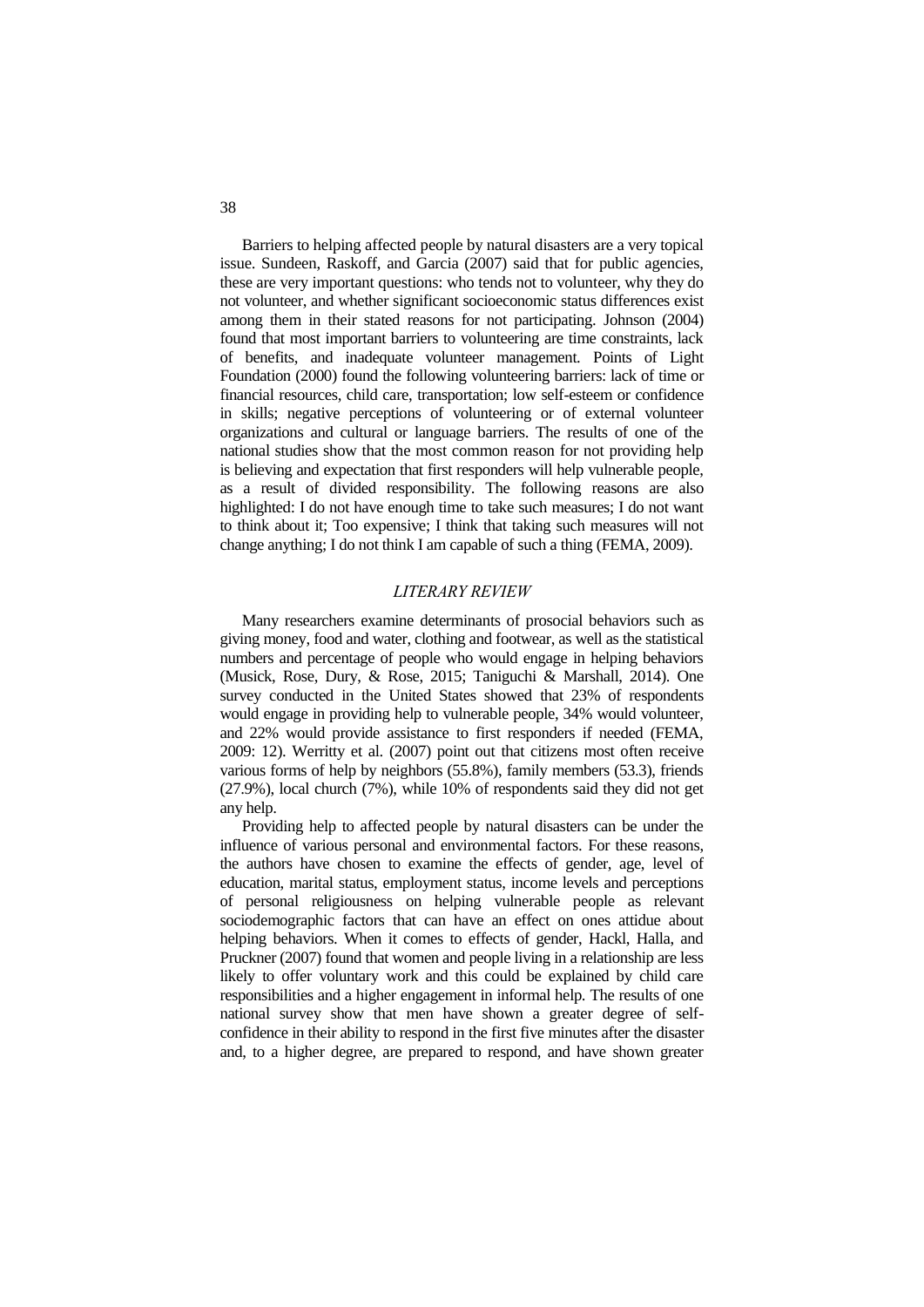Barriers to helping affected people by natural disasters are a very topical issue. Sundeen, Raskoff, and Garcia (2007) said that for public agencies, these are very important questions: who tends not to volunteer, why they do not volunteer, and whether significant socioeconomic status differences exist among them in their stated reasons for not participating. Johnson (2004) found that most important barriers to volunteering are time constraints, lack of benefits, and inadequate volunteer management. Points of Light Foundation (2000) found the following volunteering barriers: lack of time or financial resources, child care, transportation; low self-esteem or confidence in skills; negative perceptions of volunteering or of external volunteer organizations and cultural or language barriers. The results of one of the national studies show that the most common reason for not providing help is believing and expectation that first responders will help vulnerable people, as a result of divided responsibility. The following reasons are also highlighted: I do not have enough time to take such measures; I do not want to think about it; Too expensive; I think that taking such measures will not change anything; I do not think I am capable of such a thing (FEMA, 2009).

## *LITERARY REVIEW*

Many researchers examine determinants of prosocial behaviors such as giving money, food and water, clothing and footwear, as well as the statistical numbers and percentage of people who would engage in helping behaviors (Musick, Rose, Dury, & Rose, 2015; Taniguchi & Marshall, 2014). One survey conducted in the United States showed that 23% of respondents would engage in providing help to vulnerable people, 34% would volunteer, and 22% would provide assistance to first responders if needed (FEMA, 2009: 12). Werritty et al. (2007) point out that citizens most often receive various forms of help by neighbors (55.8%), family members (53.3), friends (27.9%), local church (7%), while 10% of respondents said they did not get any help.

Providing help to affected people by natural disasters can be under the influence of various personal and environmental factors. For these reasons, the authors have chosen to examine the effects of gender, age, level of education, marital status, employment status, income levels and perceptions of personal religiousness on helping vulnerable people as relevant sociodemographic factors that can have an effect on ones attidue about helping behaviors. When it comes to effects of gender, Hackl, Halla, and Pruckner (2007) found that women and people living in a relationship are less likely to offer voluntary work and this could be explained by child care responsibilities and a higher engagement in informal help. The results of one national survey show that men have shown a greater degree of self-confidence in their ability to respond in the first five minutes after the disaster and, to a higher degree, are prepared to respond, and have shown greater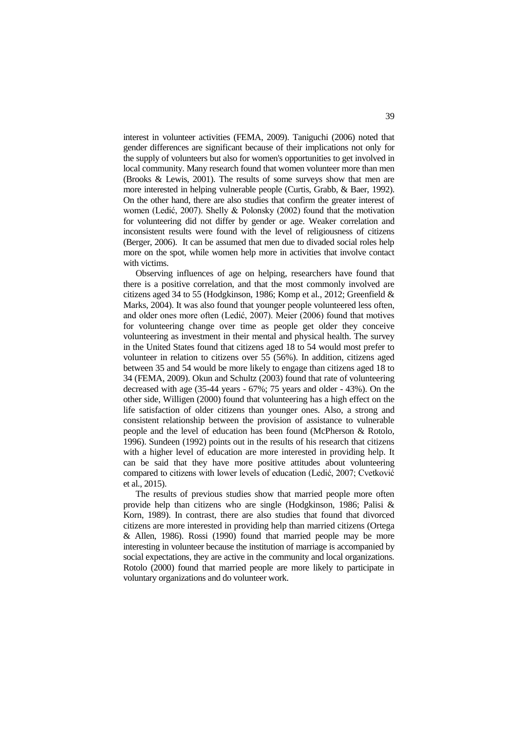interest in volunteer activities (FEMA, 2009). Taniguchi (2006) noted that gender differences are significant because of their implications not only for the supply of volunteers but also for women's opportunities to get involved in local community. Many research found that women volunteer more than men (Brooks & Lewis, 2001). The results of some surveys show that men are more interested in helping vulnerable people (Curtis, Grabb, & Baer, 1992). On the other hand, there are also studies that confirm the greater interest of women (Ledić, 2007). Shelly & Polonsky (2002) found that the motivation for volunteering did not differ by gender or age. Weaker correlation and inconsistent results were found with the level of religiousness of citizens (Berger, 2006). It can be assumed that men due to divaded social roles help more on the spot, while women help more in activities that involve contact with victims.

Observing influences of age on helping, researchers have found that there is a positive correlation, and that the most commonly involved are citizens aged 34 to 55 (Hodgkinson, 1986; Komp et al., 2012; Greenfield & Marks, 2004). It was also found that younger people volunteered less often, and older ones more often (Ledić, 2007). Meier (2006) found that motives for volunteering change over time as people get older they conceive volunteering as investment in their mental and physical health. The survey in the United States found that citizens aged 18 to 54 would most prefer to volunteer in relation to citizens over 55 (56%). In addition, citizens aged between 35 and 54 would be more likely to engage than citizens aged 18 to 34 (FEMA, 2009). Okun and Schultz (2003) found that rate of volunteering decreased with age (35-44 years - 67%; 75 years and older - 43%). On the other side, Willigen (2000) found that volunteering has a high effect on the life satisfaction of older citizens than younger ones. Also, a strong and consistent relationship between the provision of assistance to vulnerable people and the level of education has been found (McPherson & Rotolo, 1996). Sundeen (1992) points out in the results of his research that citizens with a higher level of education are more interested in providing help. It can be said that they have more positive attitudes about volunteering compared to citizens with lower levels of education (Ledić, 2007; Cvetković et al., 2015).

The results of previous studies show that married people more often provide help than citizens who are single (Hodgkinson, 1986; Palisi & Korn, 1989). In contrast, there are also studies that found that divorced citizens are more interested in providing help than married citizens (Ortega & Allen, 1986). Rossi (1990) found that married people may be more interesting in volunteer because the institution of marriage is accompanied by social expectations, they are active in the community and local organizations. Rotolo (2000) found that married people are more likely to participate in voluntary organizations and do volunteer work.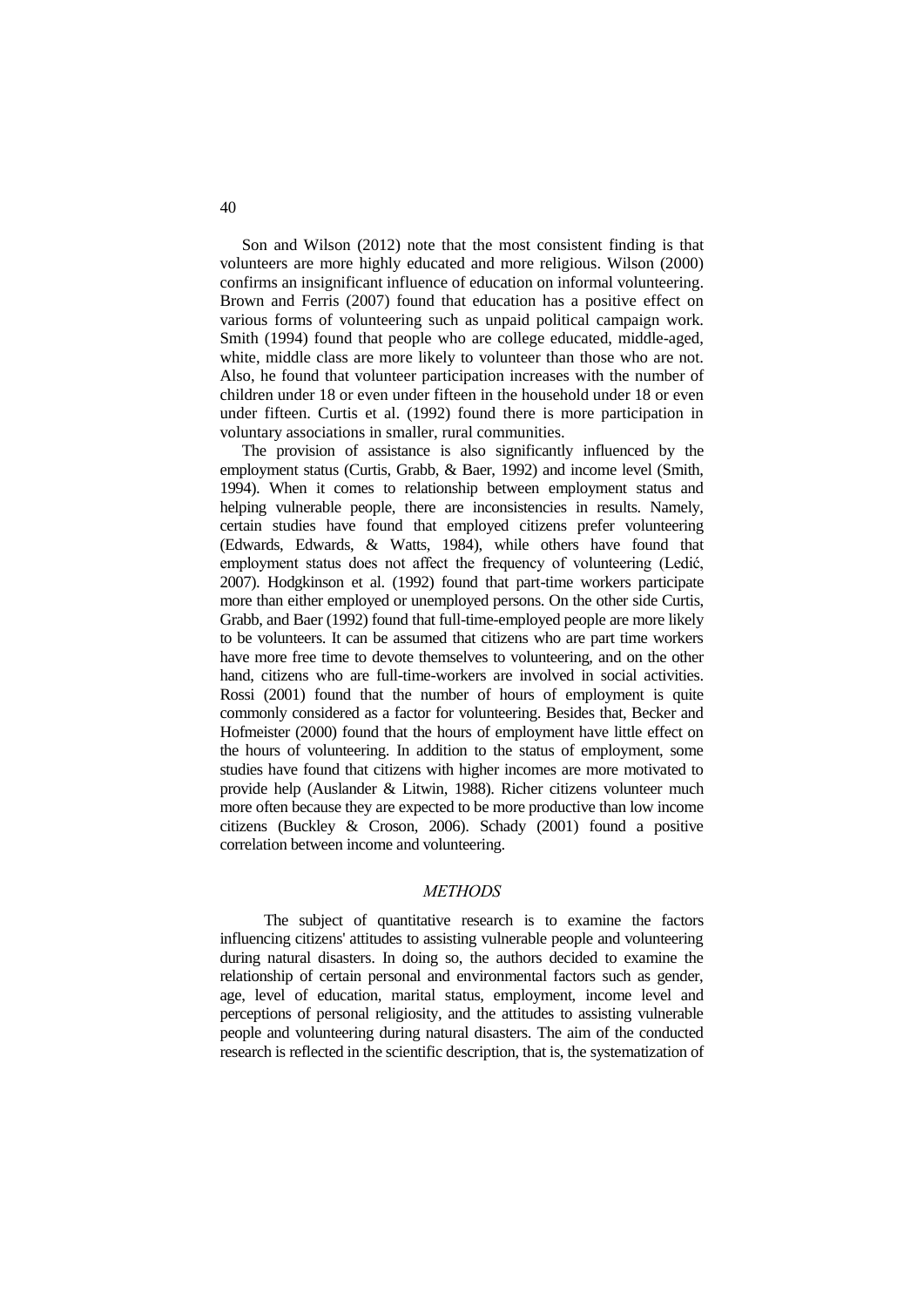Son and Wilson (2012) note that the most consistent finding is that volunteers are more highly educated and more religious. Wilson (2000) confirms an insignificant influence of education on informal volunteering. Brown and Ferris (2007) found that education has a positive effect on various forms of volunteering such as unpaid political campaign work. Smith (1994) found that people who are college educated, middle-aged, white, middle class are more likely to volunteer than those who are not. Also, he found that volunteer participation increases with the number of children under 18 or even under fifteen in the household under 18 or even under fifteen. Curtis et al. (1992) found there is more participation in voluntary associations in smaller, rural communities.

The provision of assistance is also significantly influenced by the employment status (Curtis, Grabb, & Baer, 1992) and income level (Smith, 1994). When it comes to relationship between employment status and helping vulnerable people, there are inconsistencies in results. Namely, certain studies have found that employed citizens prefer volunteering (Edwards, Edwards, & Watts, 1984), while others have found that employment status does not affect the frequency of volunteering (Ledić, 2007). Hodgkinson et al. (1992) found that part-time workers participate more than either employed or unemployed persons. On the other side Curtis, Grabb, and Baer (1992) found that full-time-employed people are more likely to be volunteers. It can be assumed that citizens who are part time workers have more free time to devote themselves to volunteering, and on the other hand, citizens who are full-time-workers are involved in social activities. Rossi (2001) found that the number of hours of employment is quite commonly considered as a factor for volunteering. Besides that, Becker and Hofmeister (2000) found that the hours of employment have little effect on the hours of volunteering. In addition to the status of employment, some studies have found that citizens with higher incomes are more motivated to provide help (Auslander & Litwin, 1988). Richer citizens volunteer much more often because they are expected to be more productive than low income citizens (Buckley & Croson, 2006). Schady (2001) found a positive correlation between income and volunteering.

## *METHODS*

The subject of quantitative research is to examine the factors influencing citizens' attitudes to assisting vulnerable people and volunteering during natural disasters. In doing so, the authors decided to examine the relationship of certain personal and environmental factors such as gender, age, level of education, marital status, employment, income level and perceptions of personal religiosity, and the attitudes to assisting vulnerable people and volunteering during natural disasters. The aim of the conducted research is reflected in the scientific description, that is, the systematization of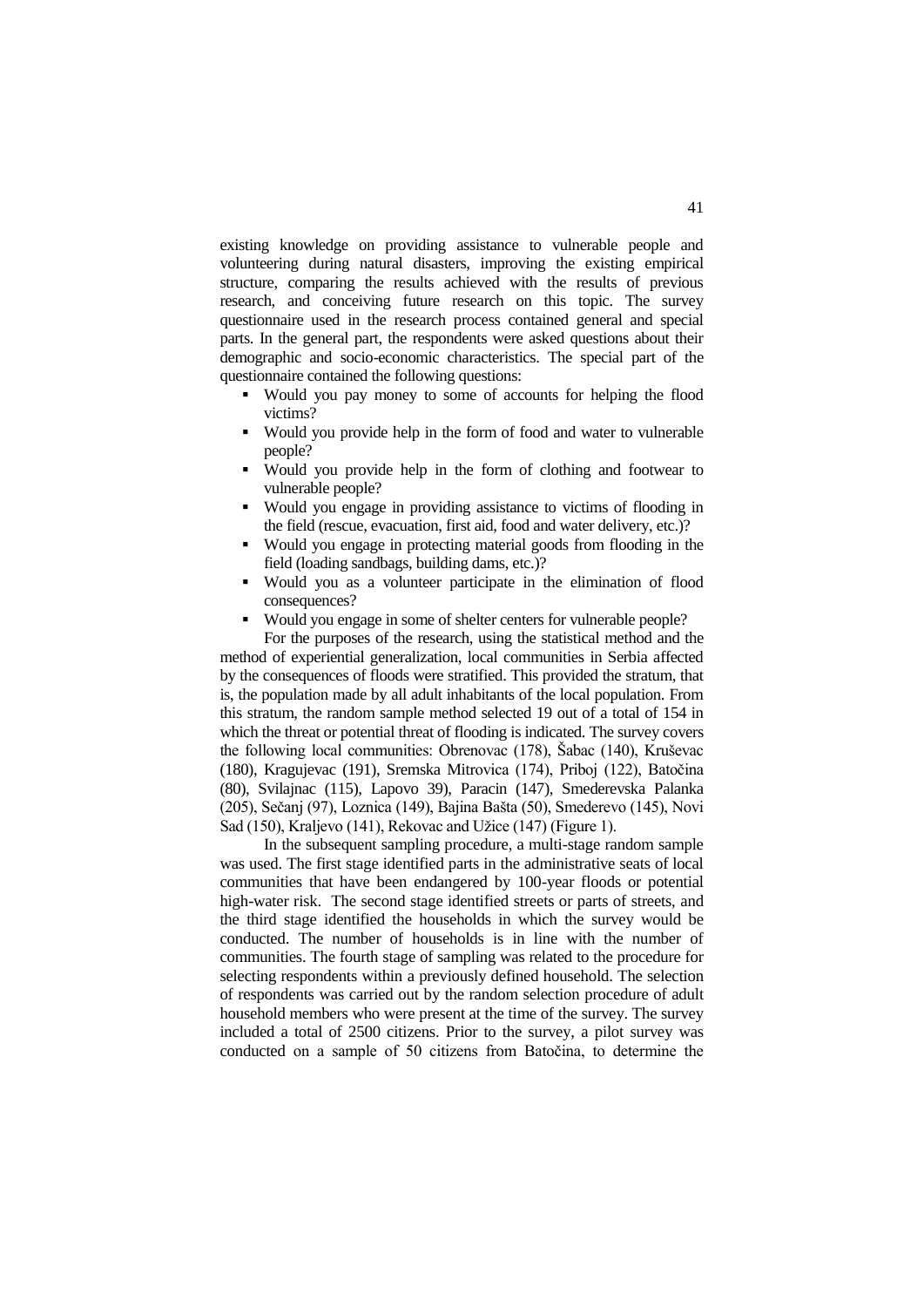existing knowledge on providing assistance to vulnerable people and volunteering during natural disasters, improving the existing empirical structure, comparing the results achieved with the results of previous research, and conceiving future research on this topic. The survey questionnaire used in the research process contained general and special parts. In the general part, the respondents were asked questions about their demographic and socio-economic characteristics. The special part of the questionnaire contained the following questions:

- Would you pay money to some of accounts for helping the flood victims?
- Would you provide help in the form of food and water to vulnerable people?
- Would you provide help in the form of clothing and footwear to vulnerable people?
- Would you engage in providing assistance to victims of flooding in the field (rescue, evacuation, first aid, food and water delivery, etc.)?
- Would you engage in protecting material goods from flooding in the field (loading sandbags, building dams, etc.)?
- Would you as a volunteer participate in the elimination of flood consequences?
- Would you engage in some of shelter centers for vulnerable people?

For the purposes of the research, using the statistical method and the method of experiential generalization, local communities in Serbia affected by the consequences of floods were stratified. This provided the stratum, that is, the population made by all adult inhabitants of the local population. From this stratum, the random sample method selected 19 out of a total of 154 in which the threat or potential threat of flooding is indicated. The survey covers the following local communities: Obrenovac (178), Šabac (140), Kruševac (180), Kragujevac (191), Sremska Mitrovica (174), Priboj (122), Batočina (80), Svilajnac (115), Lapovo 39), Paracin (147), Smederevska Palanka (205), Sečanj (97), Loznica (149), Bajina Bašta (50), Smederevo (145), Novi Sad (150), Kraljevo (141), Rekovac and Užice (147) (Figure 1).

In the subsequent sampling procedure, a multi-stage random sample was used. The first stage identified parts in the administrative seats of local communities that have been endangered by 100-year floods or potential high-water risk. The second stage identified streets or parts of streets, and the third stage identified the households in which the survey would be conducted. The number of households is in line with the number of communities. The fourth stage of sampling was related to the procedure for selecting respondents within a previously defined household. The selection of respondents was carried out by the random selection procedure of adult household members who were present at the time of the survey. The survey included a total of 2500 citizens. Prior to the survey, a pilot survey was conducted on a sample of 50 citizens from Batočina, to determine the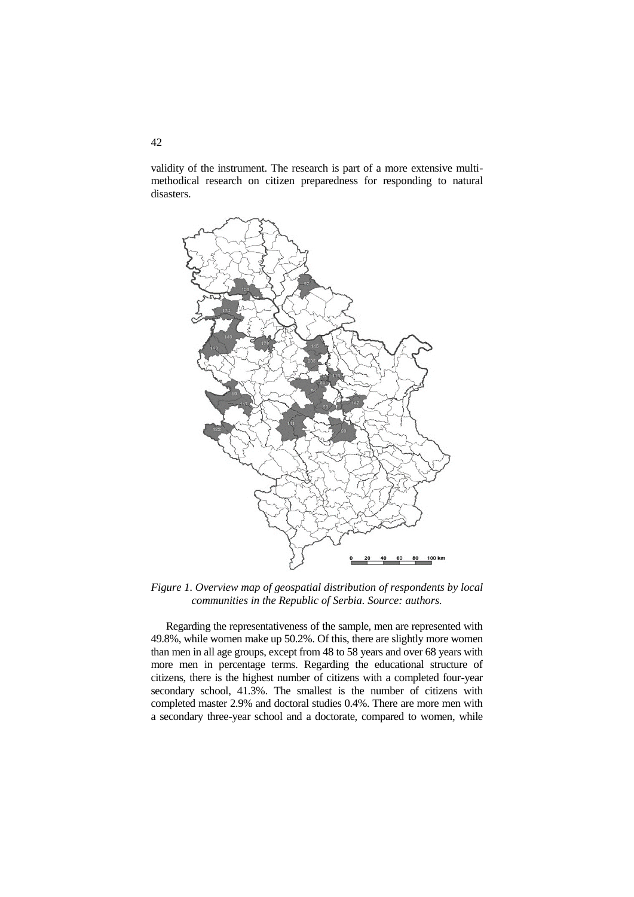validity of the instrument. The research is part of a more extensive multi-methodical research on citizen preparedness for responding to natural disasters.

*Figure 1. Overview map of geospatial distribution of respondents by local communities in the Republic of Serbia. Source: authors.*

Regarding the representativeness of the sample, men are represented with 49.8%, while women make up 50.2%. Of this, there are slightly more women than men in all age groups, except from 48 to 58 years and over 68 years with more men in percentage terms. Regarding the educational structure of citizens, there is the highest number of citizens with a completed four-year secondary school, 41.3%. The smallest is the number of citizens with completed master 2.9% and doctoral studies 0.4%. There are more men with a secondary three-year school and a doctorate, compared to women, while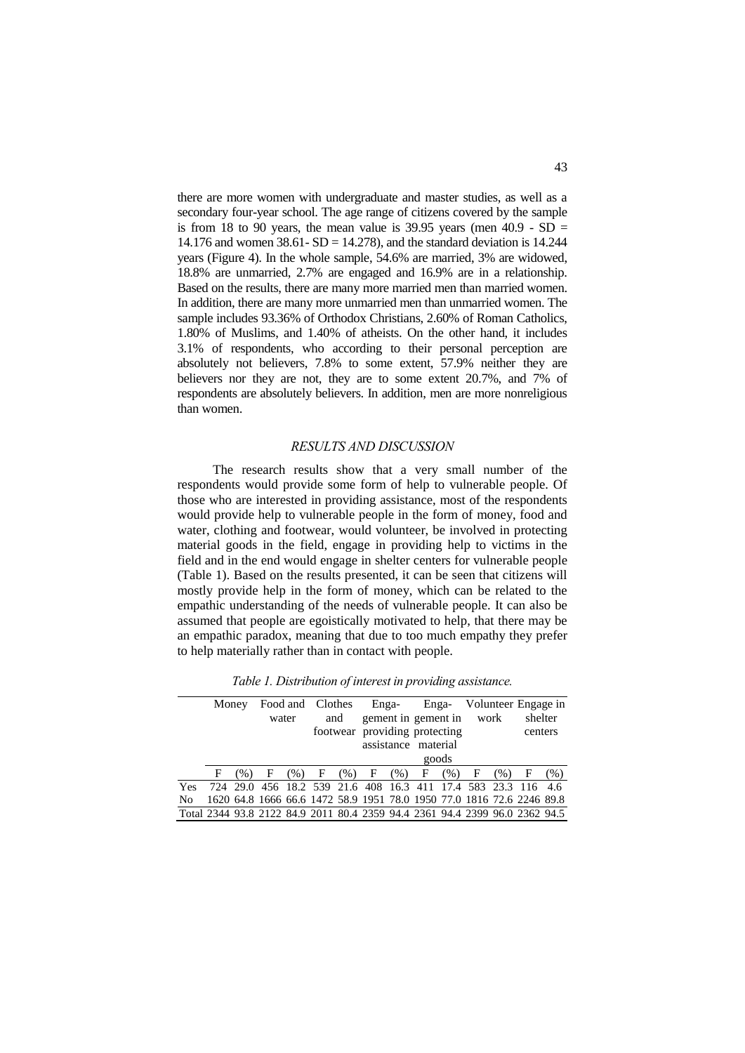there are more women with undergraduate and master studies, as well as a secondary four-year school. The age range of citizens covered by the sample is from 18 to 90 years, the mean value is 39.95 years (men 40.9 - SD = 14.176 and women 38.61- SD = 14.278), and the standard deviation is 14.244 years (Figure 4). In the whole sample, 54.6% are married, 3% are widowed, 18.8% are unmarried, 2.7% are engaged and 16.9% are in a relationship. Based on the results, there are many more married men than married women. In addition, there are many more unmarried men than unmarried women. The sample includes 93.36% of Orthodox Christians, 2.60% of Roman Catholics, 1.80% of Muslims, and 1.40% of atheists. On the other hand, it includes 3.1% of respondents, who according to their personal perception are absolutely not believers, 7.8% to some extent, 57.9% neither they are believers nor they are not, they are to some extent 20.7%, and 7% of respondents are absolutely believers. In addition, men are more nonreligious than women.

## *RESULTS AND DISCUSSION*

The research results show that a very small number of the respondents would provide some form of help to vulnerable people. Of those who are interested in providing assistance, most of the respondents would provide help to vulnerable people in the form of money, food and water, clothing and footwear, would volunteer, be involved in protecting material goods in the field, engage in providing help to victims in the field and in the end would engage in shelter centers for vulnerable people (Table 1). Based on the results presented, it can be seen that citizens will mostly provide help in the form of money, which can be related to the empathic understanding of the needs of vulnerable people. It can also be assumed that people are egoistically motivated to help, that there may be an empathic paradox, meaning that due to too much empathy they prefer to help materially rather than in contact with people.

*Table 1. Distribution of interest in providing assistance.*

| | Money | | Food and water | | Clothes and footwear | | Engagement in providing assistance | | Engagement in protecting material goods | | Volunteer work | | Engage in shelter centers | |
|---|---|---|---|---|---|---|---|---|---|---|---|---|---|---|
| | F | (%) | F | (%) | F | (%) | F | (%) | F | (%) | F | (%) | F | (%) |
| Yes | 724 | 29.0 | 456 | 18.2 | 539 | 21.6 | 408 | 16.3 | 411 | 17.4 | 583 | 23.3 | 116 | 4.6 |
| No | 1620 | 64.8 | 1666 | 66.6 | 1472 | 58.9 | 1951 | 78.0 | 1950 | 77.0 | 1816 | 72.6 | 2246 | 89.8 |
| Total | 2344 | 93.8 | 2122 | 84.9 | 2011 | 80.4 | 2359 | 94.4 | 2361 | 94.4 | 2399 | 96.0 | 2362 | 94.5 |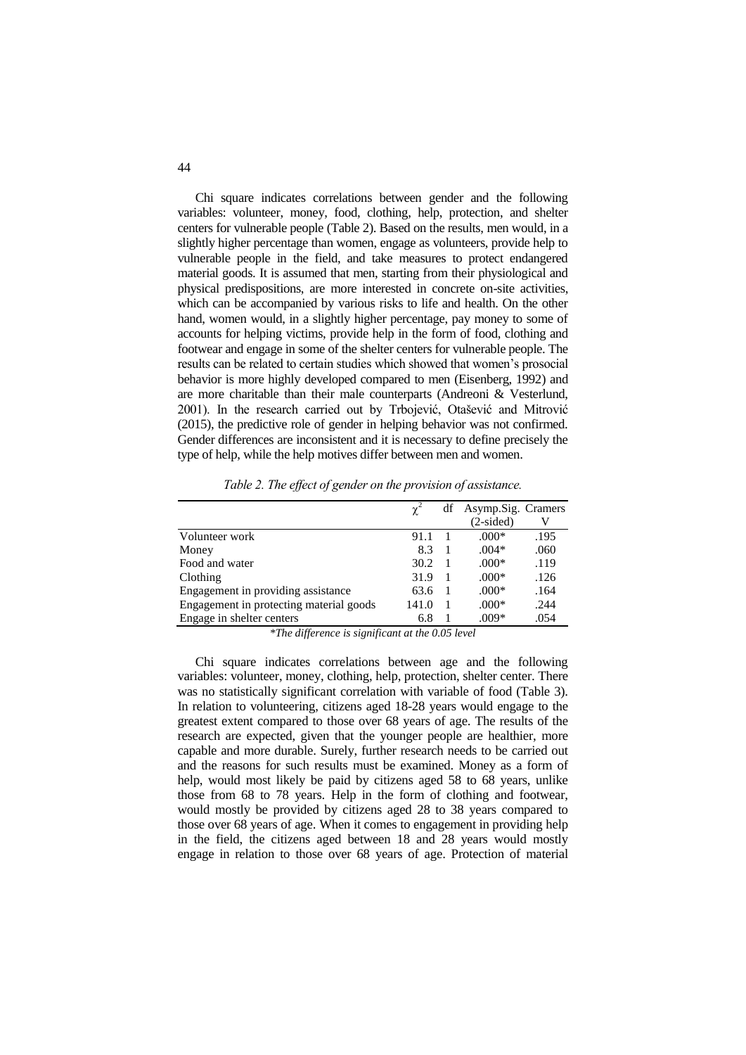Chi square indicates correlations between gender and the following variables: volunteer, money, food, clothing, help, protection, and shelter centers for vulnerable people (Table 2). Based on the results, men would, in a slightly higher percentage than women, engage as volunteers, provide help to vulnerable people in the field, and take measures to protect endangered material goods. It is assumed that men, starting from their physiological and physical predispositions, are more interested in concrete on-site activities, which can be accompanied by various risks to life and health. On the other hand, women would, in a slightly higher percentage, pay money to some of accounts for helping victims, provide help in the form of food, clothing and footwear and engage in some of the shelter centers for vulnerable people. The results can be related to certain studies which showed that women's prosocial behavior is more highly developed compared to men (Eisenberg, 1992) and are more charitable than their male counterparts (Andreoni & Vesterlund, 2001). In the research carried out by Trbojević, Otašević and Mitrović (2015), the predictive role of gender in helping behavior was not confirmed. Gender differences are inconsistent and it is necessary to define precisely the type of help, while the help motives differ between men and women.

*Table 2. The effect of gender on the provision of assistance.*

| | $\chi^2$ | df | Asymp.Sig. (2-sided) | Cramers V |
|---|---|---|---|---|
| Volunteer work | 91.1 | 1 | .000* | .195 |
| Money | 8.3 | 1 | .004* | .060 |
| Food and water | 30.2 | 1 | .000* | .119 |
| Clothing | 31.9 | 1 | .000* | .126 |
| Engagement in providing assistance | 63.6 | 1 | .000* | .164 |
| Engagement in protecting material goods | 141.0 | 1 | .000* | .244 |
| Engage in shelter centers | 6.8 | 1 | .009* | .054 |

**The difference is significant at the 0.05 level*

Chi square indicates correlations between age and the following variables: volunteer, money, clothing, help, protection, shelter center. There was no statistically significant correlation with variable of food (Table 3). In relation to volunteering, citizens aged 18-28 years would engage to the greatest extent compared to those over 68 years of age. The results of the research are expected, given that the younger people are healthier, more capable and more durable. Surely, further research needs to be carried out and the reasons for such results must be examined. Money as a form of help, would most likely be paid by citizens aged 58 to 68 years, unlike those from 68 to 78 years. Help in the form of clothing and footwear, would mostly be provided by citizens aged 28 to 38 years compared to those over 68 years of age. When it comes to engagement in providing help in the field, the citizens aged between 18 and 28 years would mostly engage in relation to those over 68 years of age. Protection of material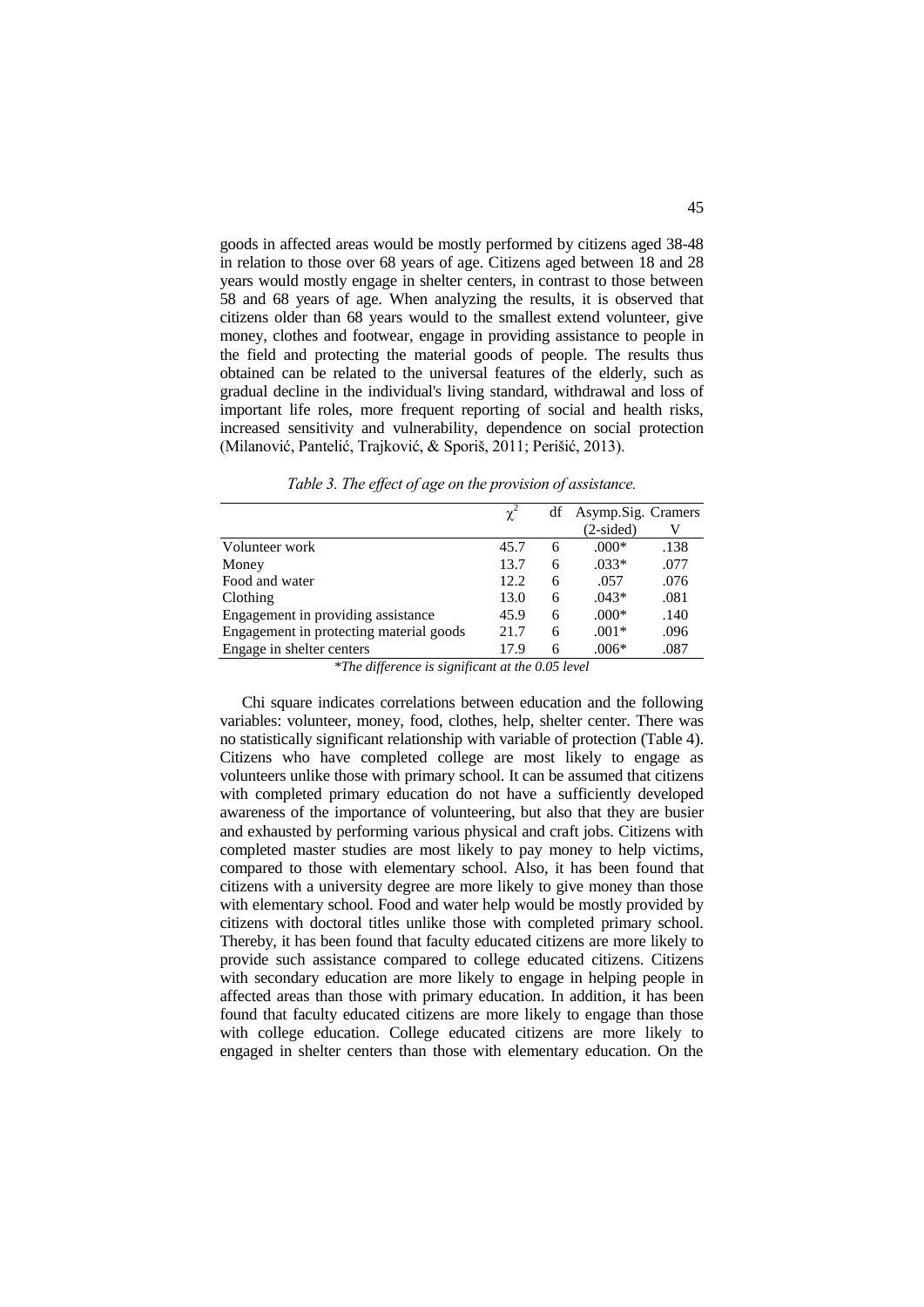goods in affected areas would be mostly performed by citizens aged 38-48 in relation to those over 68 years of age. Citizens aged between 18 and 28 years would mostly engage in shelter centers, in contrast to those between 58 and 68 years of age. When analyzing the results, it is observed that citizens older than 68 years would to the smallest extend volunteer, give money, clothes and footwear, engage in providing assistance to people in the field and protecting the material goods of people. The results thus obtained can be related to the universal features of the elderly, such as gradual decline in the individual's living standard, withdrawal and loss of important life roles, more frequent reporting of social and health risks, increased sensitivity and vulnerability, dependence on social protection (Milanović, Pantelić, Trajković, & Sporiš, 2011; Perišić, 2013).

*Table 3. The effect of age on the provision of assistance.*

| | $\chi^2$ | df | Asymp.Sig. (2-sided) | Cramers V |
|---|---|---|---|---|
| Volunteer work | 45.7 | 6 | .000* | .138 |
| Money | 13.7 | 6 | .033* | .077 |
| Food and water | 12.2 | 6 | .057 | .076 |
| Clothing | 13.0 | 6 | .043* | .081 |
| Engagement in providing assistance | 45.9 | 6 | .000* | .140 |
| Engagement in protecting material goods | 21.7 | 6 | .001* | .096 |
| Engage in shelter centers | 17.9 | 6 | .006* | .087 |

**The difference is significant at the 0.05 level*

Chi square indicates correlations between education and the following variables: volunteer, money, food, clothes, help, shelter center. There was no statistically significant relationship with variable of protection (Table 4). Citizens who have completed college are most likely to engage as volunteers unlike those with primary school. It can be assumed that citizens with completed primary education do not have a sufficiently developed awareness of the importance of volunteering, but also that they are busier and exhausted by performing various physical and craft jobs. Citizens with completed master studies are most likely to pay money to help victims, compared to those with elementary school. Also, it has been found that citizens with a university degree are more likely to give money than those with elementary school. Food and water help would be mostly provided by citizens with doctoral titles unlike those with completed primary school. Thereby, it has been found that faculty educated citizens are more likely to provide such assistance compared to college educated citizens. Citizens with secondary education are more likely to engage in helping people in affected areas than those with primary education. In addition, it has been found that faculty educated citizens are more likely to engage than those with college education. College educated citizens are more likely to engaged in shelter centers than those with elementary education. On the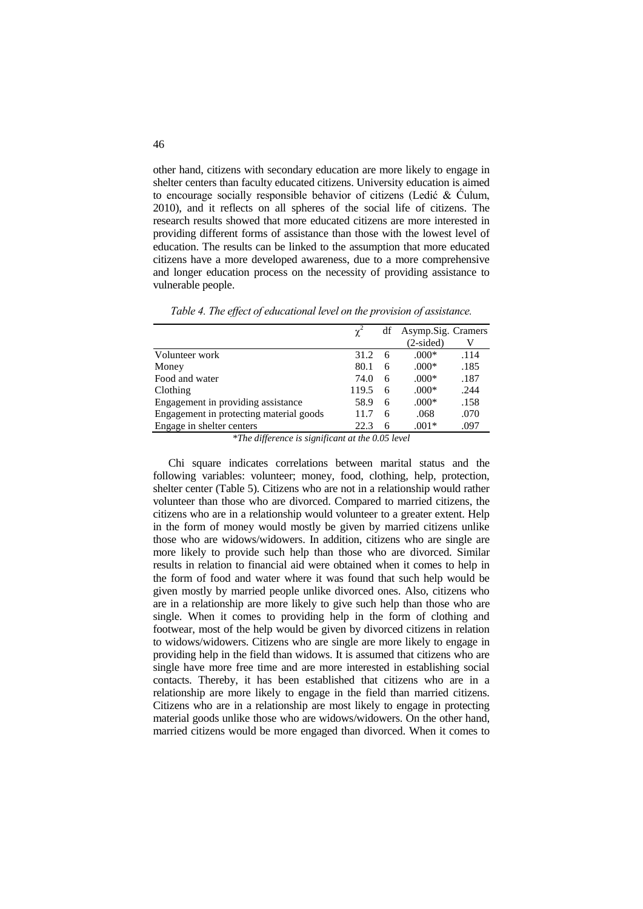other hand, citizens with secondary education are more likely to engage in shelter centers than faculty educated citizens. University education is aimed to encourage socially responsible behavior of citizens (Ledić & Ćulum, 2010), and it reflects on all spheres of the social life of citizens. The research results showed that more educated citizens are more interested in providing different forms of assistance than those with the lowest level of education. The results can be linked to the assumption that more educated citizens have a more developed awareness, due to a more comprehensive and longer education process on the necessity of providing assistance to vulnerable people.

*Table 4. The effect of educational level on the provision of assistance.*

| | $\chi^2$ | df | Asymp.Sig. (2-sided) | Cramers V |
|---|---|---|---|---|
| Volunteer work | 31.2 | 6 | .000* | .114 |
| Money | 80.1 | 6 | .000* | .185 |
| Food and water | 74.0 | 6 | .000* | .187 |
| Clothing | 119.5 | 6 | .000* | .244 |
| Engagement in providing assistance | 58.9 | 6 | .000* | .158 |
| Engagement in protecting material goods | 11.7 | 6 | .068 | .070 |
| Engage in shelter centers | 22.3 | 6 | .001* | .097 |

*\*The difference is significant at the 0.05 level*

Chi square indicates correlations between marital status and the following variables: volunteer; money, food, clothing, help, protection, shelter center (Table 5). Citizens who are not in a relationship would rather volunteer than those who are divorced. Compared to married citizens, the citizens who are in a relationship would volunteer to a greater extent. Help in the form of money would mostly be given by married citizens unlike those who are widows/widowers. In addition, citizens who are single are more likely to provide such help than those who are divorced. Similar results in relation to financial aid were obtained when it comes to help in the form of food and water where it was found that such help would be given mostly by married people unlike divorced ones. Also, citizens who are in a relationship are more likely to give such help than those who are single. When it comes to providing help in the form of clothing and footwear, most of the help would be given by divorced citizens in relation to widows/widowers. Citizens who are single are more likely to engage in providing help in the field than widows. It is assumed that citizens who are single have more free time and are more interested in establishing social contacts. Thereby, it has been established that citizens who are in a relationship are more likely to engage in the field than married citizens. Citizens who are in a relationship are most likely to engage in protecting material goods unlike those who are widows/widowers. On the other hand, married citizens would be more engaged than divorced. When it comes to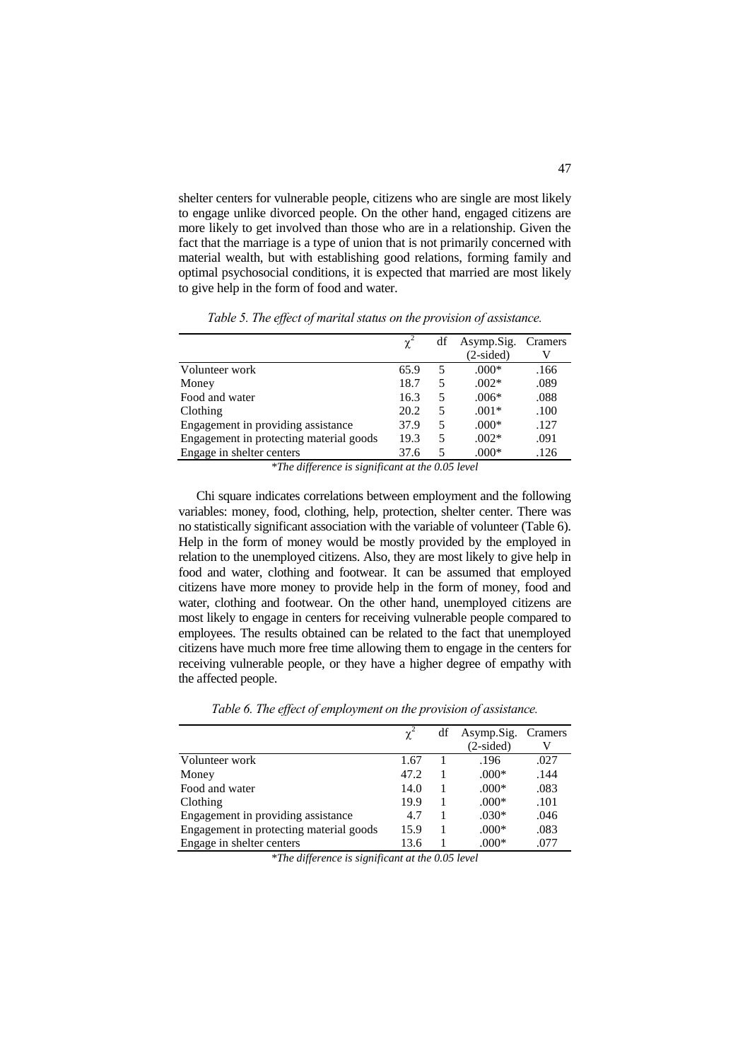shelter centers for vulnerable people, citizens who are single are most likely to engage unlike divorced people. On the other hand, engaged citizens are more likely to get involved than those who are in a relationship. Given the fact that the marriage is a type of union that is not primarily concerned with material wealth, but with establishing good relations, forming family and optimal psychosocial conditions, it is expected that married are most likely to give help in the form of food and water.

*Table 5. The effect of marital status on the provision of assistance.*

| | $\chi^2$ | df | Asymp.Sig. (2-sided) | Cramers V |
|---|---|---|---|---|
| Volunteer work | 65.9 | 5 | .000* | .166 |
| Money | 18.7 | 5 | .002* | .089 |
| Food and water | 16.3 | 5 | .006* | .088 |
| Clothing | 20.2 | 5 | .001* | .100 |
| Engagement in providing assistance | 37.9 | 5 | .000* | .127 |
| Engagement in protecting material goods | 19.3 | 5 | .002* | .091 |
| Engage in shelter centers | 37.6 | 5 | .000* | .126 |

*\*The difference is significant at the 0.05 level*

Chi square indicates correlations between employment and the following variables: money, food, clothing, help, protection, shelter center. There was no statistically significant association with the variable of volunteer (Table 6). Help in the form of money would be mostly provided by the employed in relation to the unemployed citizens. Also, they are most likely to give help in food and water, clothing and footwear. It can be assumed that employed citizens have more money to provide help in the form of money, food and water, clothing and footwear. On the other hand, unemployed citizens are most likely to engage in centers for receiving vulnerable people compared to employees. The results obtained can be related to the fact that unemployed citizens have much more free time allowing them to engage in the centers for receiving vulnerable people, or they have a higher degree of empathy with the affected people.

*Table 6. The effect of employment on the provision of assistance.*

| | $\chi^2$ | df | Asymp.Sig. (2-sided) | Cramers V |
|---|---|---|---|---|
| Volunteer work | 1.67 | 1 | .196 | .027 |
| Money | 47.2 | 1 | .000* | .144 |
| Food and water | 14.0 | 1 | .000* | .083 |
| Clothing | 19.9 | 1 | .000* | .101 |
| Engagement in providing assistance | 4.7 | 1 | .030* | .046 |
| Engagement in protecting material goods | 15.9 | 1 | .000* | .083 |
| Engage in shelter centers | 13.6 | 1 | .000* | .077 |

*\*The difference is significant at the 0.05 level*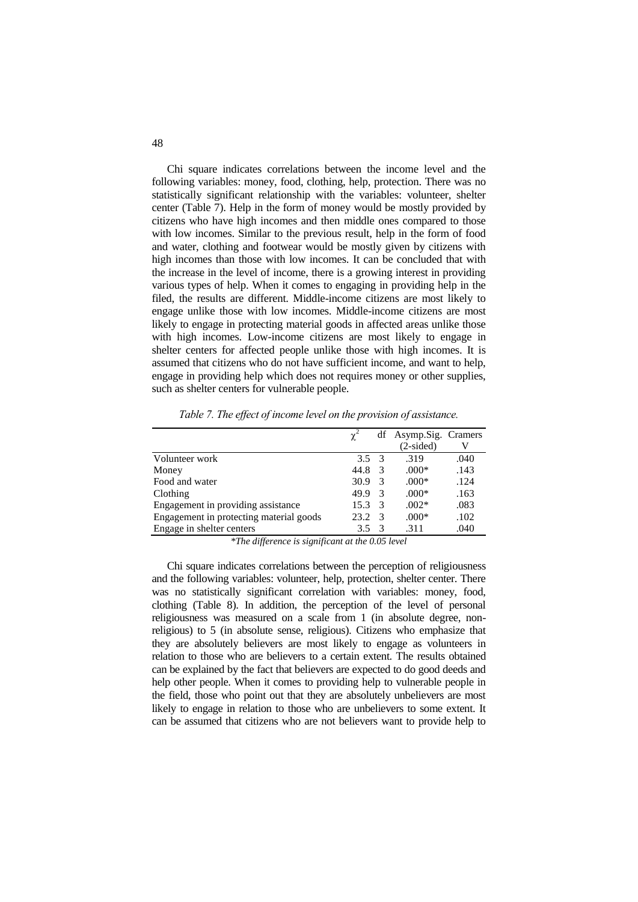Chi square indicates correlations between the income level and the following variables: money, food, clothing, help, protection. There was no statistically significant relationship with the variables: volunteer, shelter center (Table 7). Help in the form of money would be mostly provided by citizens who have high incomes and then middle ones compared to those with low incomes. Similar to the previous result, help in the form of food and water, clothing and footwear would be mostly given by citizens with high incomes than those with low incomes. It can be concluded that with the increase in the level of income, there is a growing interest in providing various types of help. When it comes to engaging in providing help in the filed, the results are different. Middle-income citizens are most likely to engage unlike those with low incomes. Middle-income citizens are most likely to engage in protecting material goods in affected areas unlike those with high incomes. Low-income citizens are most likely to engage in shelter centers for affected people unlike those with high incomes. It is assumed that citizens who do not have sufficient income, and want to help, engage in providing help which does not requires money or other supplies, such as shelter centers for vulnerable people.

*Table 7. The effect of income level on the provision of assistance.*

| | $\chi^2$ | df | Asymp.Sig. (2-sided) | Cramers V |
|---|---|---|---|---|
| Volunteer work | 3.5 | 3 | .319 | .040 |
| Money | 44.8 | 3 | .000* | .143 |
| Food and water | 30.9 | 3 | .000* | .124 |
| Clothing | 49.9 | 3 | .000* | .163 |
| Engagement in providing assistance | 15.3 | 3 | .002* | .083 |
| Engagement in protecting material goods | 23.2 | 3 | .000* | .102 |
| Engage in shelter centers | 3.5 | 3 | .311 | .040 |

**The difference is significant at the 0.05 level*

Chi square indicates correlations between the perception of religiousness and the following variables: volunteer, help, protection, shelter center. There was no statistically significant correlation with variables: money, food, clothing (Table 8). In addition, the perception of the level of personal religiousness was measured on a scale from 1 (in absolute degree, non-religious) to 5 (in absolute sense, religious). Citizens who emphasize that they are absolutely believers are most likely to engage as volunteers in relation to those who are believers to a certain extent. The results obtained can be explained by the fact that believers are expected to do good deeds and help other people. When it comes to providing help to vulnerable people in the field, those who point out that they are absolutely unbelievers are most likely to engage in relation to those who are unbelievers to some extent. It can be assumed that citizens who are not believers want to provide help to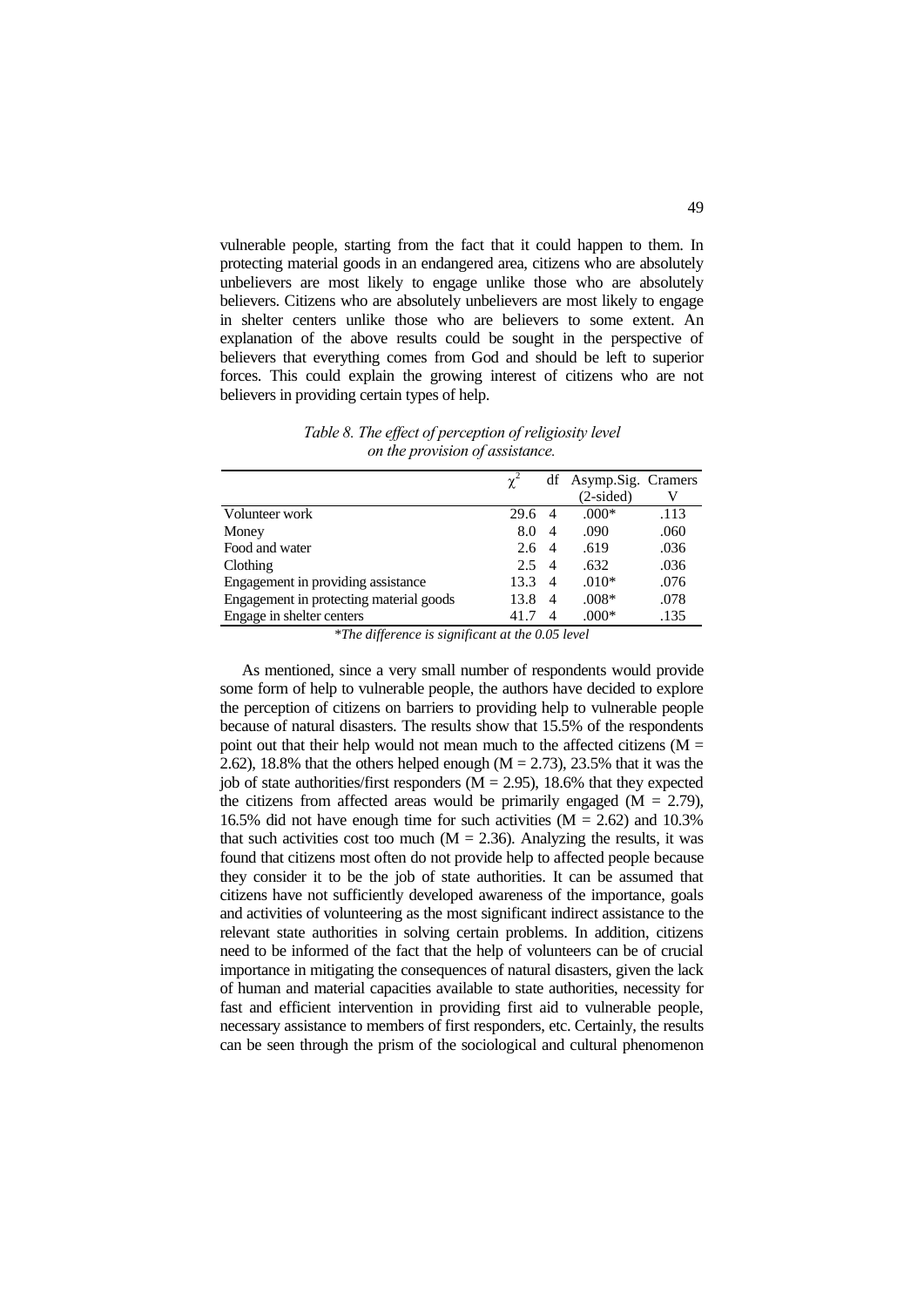vulnerable people, starting from the fact that it could happen to them. In protecting material goods in an endangered area, citizens who are absolutely unbelievers are most likely to engage unlike those who are absolutely believers. Citizens who are absolutely unbelievers are most likely to engage in shelter centers unlike those who are believers to some extent. An explanation of the above results could be sought in the perspective of believers that everything comes from God and should be left to superior forces. This could explain the growing interest of citizens who are not believers in providing certain types of help.

*Table 8. The effect of perception of religiosity level on the provision of assistance.*

| | $\chi^2$ | df | Asymp.Sig. (2-sided) | Cramers V |
|---|---|---|---|---|
| Volunteer work | 29.6 | 4 | .000* | .113 |
| Money | 8.0 | 4 | .090 | .060 |
| Food and water | 2.6 | 4 | .619 | .036 |
| Clothing | 2.5 | 4 | .632 | .036 |
| Engagement in providing assistance | 13.3 | 4 | .010* | .076 |
| Engagement in protecting material goods | 13.8 | 4 | .008* | .078 |
| Engage in shelter centers | 41.7 | 4 | .000* | .135 |

*\*The difference is significant at the 0.05 level*

As mentioned, since a very small number of respondents would provide some form of help to vulnerable people, the authors have decided to explore the perception of citizens on barriers to providing help to vulnerable people because of natural disasters. The results show that 15.5% of the respondents point out that their help would not mean much to the affected citizens ($M = 2.62$), 18.8% that the others helped enough ($M = 2.73$), 23.5% that it was the job of state authorities/first responders ($M = 2.95$), 18.6% that they expected the citizens from affected areas would be primarily engaged ($M = 2.79$), 16.5% did not have enough time for such activities ($M = 2.62$) and 10.3% that such activities cost too much ($M = 2.36$). Analyzing the results, it was found that citizens most often do not provide help to affected people because they consider it to be the job of state authorities. It can be assumed that citizens have not sufficiently developed awareness of the importance, goals and activities of volunteering as the most significant indirect assistance to the relevant state authorities in solving certain problems. In addition, citizens need to be informed of the fact that the help of volunteers can be of crucial importance in mitigating the consequences of natural disasters, given the lack of human and material capacities available to state authorities, necessity for fast and efficient intervention in providing first aid to vulnerable people, necessary assistance to members of first responders, etc. Certainly, the results can be seen through the prism of the sociological and cultural phenomenon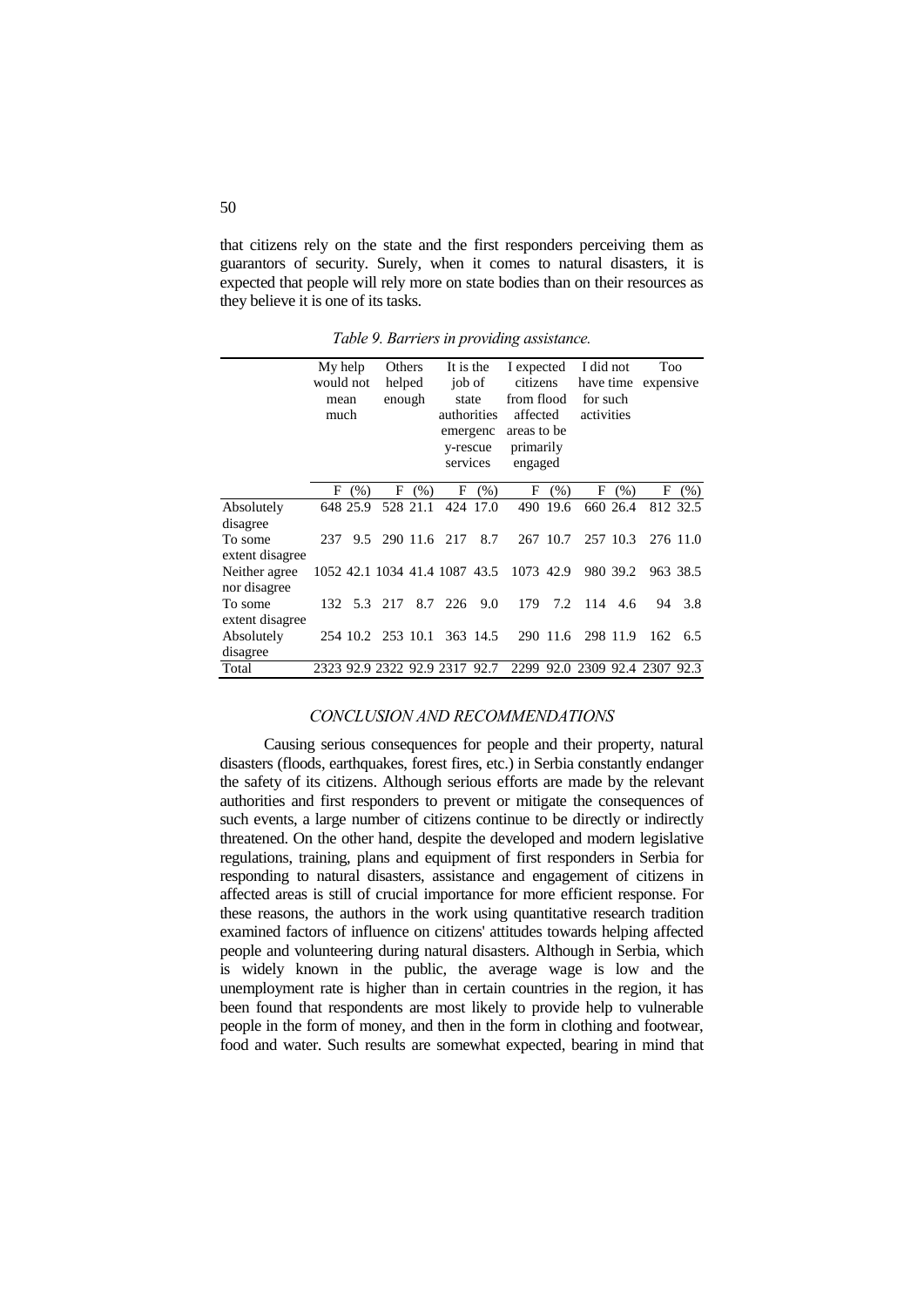that citizens rely on the state and the first responders perceiving them as guarantors of security. Surely, when it comes to natural disasters, it is expected that people will rely more on state bodies than on their resources as they believe it is one of its tasks.

*Table 9. Barriers in providing assistance.*

| | My help would not mean much | | Others helped enough | | It is the job of state authorities emergency-rescue services | | I expected citizens from flood affected areas to be primarily engaged | | I did not have time for such activities | | Too expensive | |
|---|---|---|---|---|---|---|---|---|---|---|---|---|
| | F | (%) | F | (%) | F | (%) | F | (%) | F | (%) | F | (%) |
| Absolutely disagree | 648 | 25.9 | 528 | 21.1 | 424 | 17.0 | 490 | 19.6 | 660 | 26.4 | 812 | 32.5 |
| To some extent disagree | 237 | 9.5 | 290 | 11.6 | 217 | 8.7 | 267 | 10.7 | 257 | 10.3 | 276 | 11.0 |
| Neither agree nor disagree | 1052 | 42.1 | 1034 | 41.4 | 1087 | 43.5 | 1073 | 42.9 | 980 | 39.2 | 963 | 38.5 |
| To some extent disagree | 132 | 5.3 | 217 | 8.7 | 226 | 9.0 | 179 | 7.2 | 114 | 4.6 | 94 | 3.8 |
| Absolutely disagree | 254 | 10.2 | 253 | 10.1 | 363 | 14.5 | 290 | 11.6 | 298 | 11.9 | 162 | 6.5 |
| Total | 2323 | 92.9 | 2322 | 92.9 | 2317 | 92.7 | 2299 | 92.0 | 2309 | 92.4 | 2307 | 92.3 |

## CONCLUSION AND RECOMMENDATIONS

Causing serious consequences for people and their property, natural disasters (floods, earthquakes, forest fires, etc.) in Serbia constantly endanger the safety of its citizens. Although serious efforts are made by the relevant authorities and first responders to prevent or mitigate the consequences of such events, a large number of citizens continue to be directly or indirectly threatened. On the other hand, despite the developed and modern legislative regulations, training, plans and equipment of first responders in Serbia for responding to natural disasters, assistance and engagement of citizens in affected areas is still of crucial importance for more efficient response. For these reasons, the authors in the work using quantitative research tradition examined factors of influence on citizens' attitudes towards helping affected people and volunteering during natural disasters. Although in Serbia, which is widely known in the public, the average wage is low and the unemployment rate is higher than in certain countries in the region, it has been found that respondents are most likely to provide help to vulnerable people in the form of money, and then in the form in clothing and footwear, food and water. Such results are somewhat expected, bearing in mind that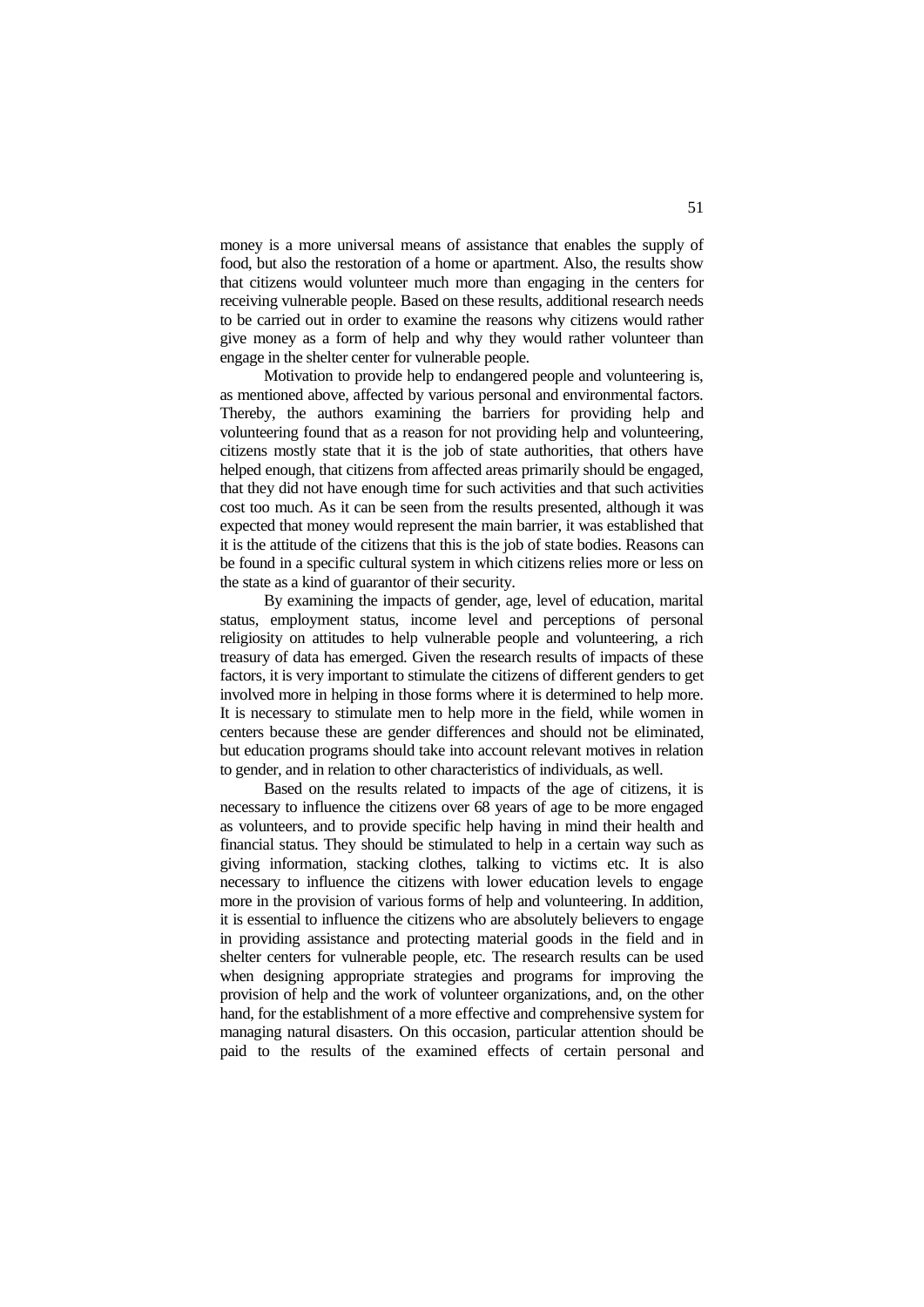money is a more universal means of assistance that enables the supply of food, but also the restoration of a home or apartment. Also, the results show that citizens would volunteer much more than engaging in the centers for receiving vulnerable people. Based on these results, additional research needs to be carried out in order to examine the reasons why citizens would rather give money as a form of help and why they would rather volunteer than engage in the shelter center for vulnerable people.

Motivation to provide help to endangered people and volunteering is, as mentioned above, affected by various personal and environmental factors. Thereby, the authors examining the barriers for providing help and volunteering found that as a reason for not providing help and volunteering, citizens mostly state that it is the job of state authorities, that others have helped enough, that citizens from affected areas primarily should be engaged, that they did not have enough time for such activities and that such activities cost too much. As it can be seen from the results presented, although it was expected that money would represent the main barrier, it was established that it is the attitude of the citizens that this is the job of state bodies. Reasons can be found in a specific cultural system in which citizens relies more or less on the state as a kind of guarantor of their security.

By examining the impacts of gender, age, level of education, marital status, employment status, income level and perceptions of personal religiosity on attitudes to help vulnerable people and volunteering, a rich treasury of data has emerged. Given the research results of impacts of these factors, it is very important to stimulate the citizens of different genders to get involved more in helping in those forms where it is determined to help more. It is necessary to stimulate men to help more in the field, while women in centers because these are gender differences and should not be eliminated, but education programs should take into account relevant motives in relation to gender, and in relation to other characteristics of individuals, as well.

Based on the results related to impacts of the age of citizens, it is necessary to influence the citizens over 68 years of age to be more engaged as volunteers, and to provide specific help having in mind their health and financial status. They should be stimulated to help in a certain way such as giving information, stacking clothes, talking to victims etc. It is also necessary to influence the citizens with lower education levels to engage more in the provision of various forms of help and volunteering. In addition, it is essential to influence the citizens who are absolutely believers to engage in providing assistance and protecting material goods in the field and in shelter centers for vulnerable people, etc. The research results can be used when designing appropriate strategies and programs for improving the provision of help and the work of volunteer organizations, and, on the other hand, for the establishment of a more effective and comprehensive system for managing natural disasters. On this occasion, particular attention should be paid to the results of the examined effects of certain personal and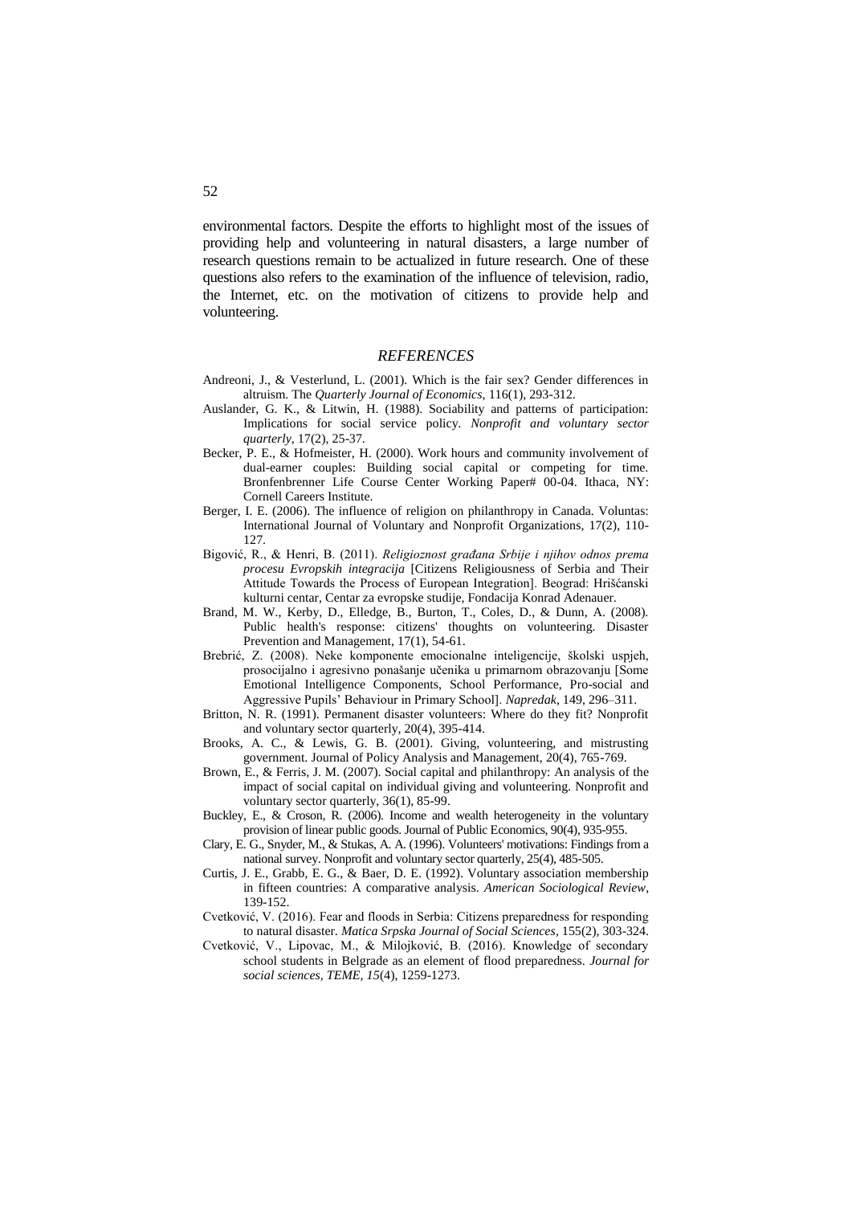environmental factors. Despite the efforts to highlight most of the issues of providing help and volunteering in natural disasters, a large number of research questions remain to be actualized in future research. One of these questions also refers to the examination of the influence of television, radio, the Internet, etc. on the motivation of citizens to provide help and volunteering.

## *REFERENCES*

Andreoni, J., & Vesterlund, L. (2001). Which is the fair sex? Gender differences in altruism. The *Quarterly Journal of Economics*, 116(1), 293-312.

Auslander, G. K., & Litwin, H. (1988). Sociability and patterns of participation: Implications for social service policy. *Nonprofit and voluntary sector quarterly*, 17(2), 25-37.

Becker, P. E., & Hofmeister, H. (2000). Work hours and community involvement of dual-earner couples: Building social capital or competing for time. Bronfenbrenner Life Course Center Working Paper# 00-04. Ithaca, NY: Cornell Careers Institute.

Berger, I. E. (2006). The influence of religion on philanthropy in Canada. Voluntas: International Journal of Voluntary and Nonprofit Organizations, 17(2), 110-127.

Bigović, R., & Henri, B. (2011). *Religioznost građana Srbije i njihov odnos prema procesu Evropskih integracija* [Citizens Religiousness of Serbia and Their Attitude Towards the Process of European Integration]. Beograd: Hrišćanski kulturni centar, Centar za evropske studije, Fondacija Konrad Adenauer.

Brand, M. W., Kerby, D., Elledge, B., Burton, T., Coles, D., & Dunn, A. (2008). Public health's response: citizens' thoughts on volunteering. Disaster Prevention and Management, 17(1), 54-61.

Brebrić, Z. (2008). Neke komponente emocionalne inteligencije, školski uspjeh, prosocijalno i agresivno ponašanje učenika u primarnom obrazovanju [Some Emotional Intelligence Components, School Performance, Pro-social and Aggressive Pupils' Behaviour in Primary School]. *Napredak*, 149, 296–311.

Britton, N. R. (1991). Permanent disaster volunteers: Where do they fit? Nonprofit and voluntary sector quarterly, 20(4), 395-414.

Brooks, A. C., & Lewis, G. B. (2001). Giving, volunteering, and mistrusting government. Journal of Policy Analysis and Management, 20(4), 765-769.

Brown, E., & Ferris, J. M. (2007). Social capital and philanthropy: An analysis of the impact of social capital on individual giving and volunteering. Nonprofit and voluntary sector quarterly, 36(1), 85-99.

Buckley, E., & Croson, R. (2006). Income and wealth heterogeneity in the voluntary provision of linear public goods. Journal of Public Economics, 90(4), 935-955.

Clary, E. G., Snyder, M., & Stukas, A. A. (1996). Volunteers' motivations: Findings from a national survey. Nonprofit and voluntary sector quarterly, 25(4), 485-505.

Curtis, J. E., Grabb, E. G., & Baer, D. E. (1992). Voluntary association membership in fifteen countries: A comparative analysis. *American Sociological Review*, 139-152.

Cvetković, V. (2016). Fear and floods in Serbia: Citizens preparedness for responding to natural disaster. *Matica Srpska Journal of Social Sciences*, 155(2), 303-324.

Cvetković, V., Lipovac, M., & Milojković, B. (2016). Knowledge of secondary school students in Belgrade as an element of flood preparedness. *Journal for social sciences, TEME, 15*(4), 1259-1273.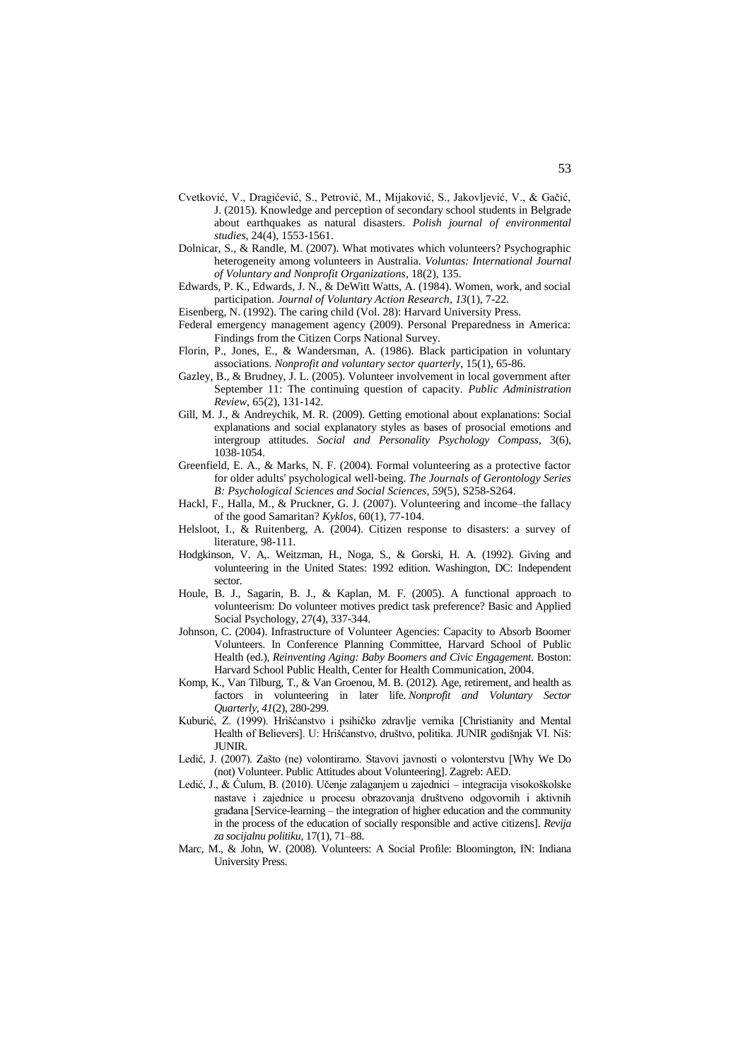Cvetković, V., Dragićević, S., Petrović, M., Mijaković, S., Jakovljević, V., & Gačić, J. (2015). Knowledge and perception of secondary school students in Belgrade about earthquakes as natural disasters. *Polish journal of environmental studies*, 24(4), 1553-1561.

Dolnicar, S., & Randle, M. (2007). What motivates which volunteers? Psychographic heterogeneity among volunteers in Australia. *Voluntas: International Journal of Voluntary and Nonprofit Organizations*, 18(2), 135.

Edwards, P. K., Edwards, J. N., & DeWitt Watts, A. (1984). Women, work, and social participation. *Journal of Voluntary Action Research*, *13*(1), 7-22.

Eisenberg, N. (1992). The caring child (Vol. 28): Harvard University Press.

Federal emergency management agency (2009). Personal Preparedness in America: Findings from the Citizen Corps National Survey.

Florin, P., Jones, E., & Wandersman, A. (1986). Black participation in voluntary associations. *Nonprofit and voluntary sector quarterly*, 15(1), 65-86.

Gazley, B., & Brudney, J. L. (2005). Volunteer involvement in local government after September 11: The continuing question of capacity. *Public Administration Review*, 65(2), 131-142.

Gill, M. J., & Andreychik, M. R. (2009). Getting emotional about explanations: Social explanations and social explanatory styles as bases of prosocial emotions and intergroup attitudes. *Social and Personality Psychology Compass*, 3(6), 1038-1054.

Greenfield, E. A., & Marks, N. F. (2004). Formal volunteering as a protective factor for older adults' psychological well-being. *The Journals of Gerontology Series B: Psychological Sciences and Social Sciences*, *59*(5), S258-S264.

Hackl, F., Halla, M., & Pruckner, G. J. (2007). Volunteering and income–the fallacy of the good Samaritan? *Kyklos*, 60(1), 77-104.

Helsloot, I., & Ruitenberg, A. (2004). Citizen response to disasters: a survey of literature, 98-111.

Hodgkinson, V. A,. Weitzman, H., Noga, S., & Gorski, H. A. (1992). Giving and volunteering in the United States: 1992 edition. Washington, DC: Independent sector.

Houle, B. J., Sagarin, B. J., & Kaplan, M. F. (2005). A functional approach to volunteerism: Do volunteer motives predict task preference? Basic and Applied Social Psychology, 27(4), 337-344.

Johnson, C. (2004). Infrastructure of Volunteer Agencies: Capacity to Absorb Boomer Volunteers. In Conference Planning Committee, Harvard School of Public Health (ed.), *Reinventing Aging: Baby Boomers and Civic Engagement*. Boston: Harvard School Public Health, Center for Health Communication, 2004.

Komp, K., Van Tilburg, T., & Van Groenou, M. B. (2012). Age, retirement, and health as factors in volunteering in later life. *Nonprofit and Voluntary Sector Quarterly*, *41*(2), 280-299.

Kuburić, Z. (1999). Hrišćanstvo i psihičko zdravlje vernika [Christianity and Mental Health of Believers]. U: Hrišćanstvo, društvo, politika. JUNIR godišnjak VI. Niš: JUNIR.

Ledić, J. (2007). Zašto (ne) volontiramo. Stavovi javnosti o volonterstvu [Why We Do (not) Volunteer. Public Attitudes about Volunteering]. Zagreb: AED.

Ledić, J., & Ćulum, B. (2010). Učenje zalaganjem u zajednici – integracija visokoškolske nastave i zajednice u procesu obrazovanja društveno odgovornih i aktivnih građana [Service-learning – the integration of higher education and the community in the process of the education of socially responsible and active citizens]. *Revija za socijalnu politiku*, 17(1), 71–88.

Marc, M., & John, W. (2008). Volunteers: A Social Profile: Bloomington, IN: Indiana University Press.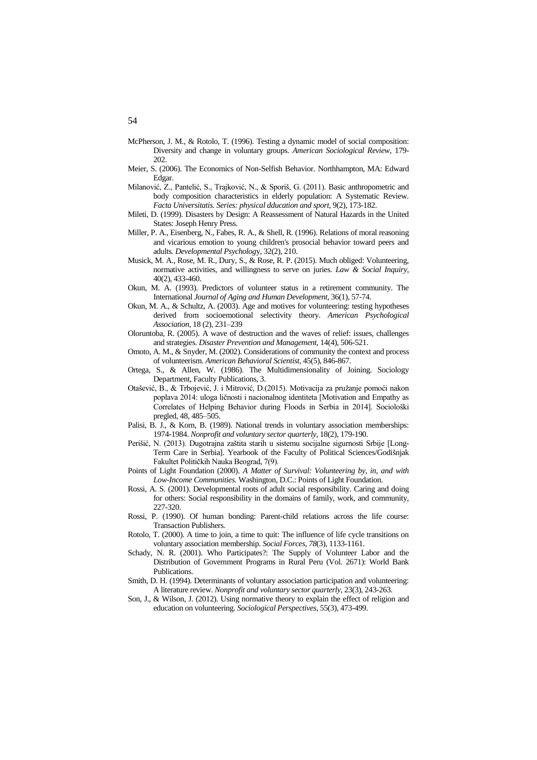McPherson, J. M., & Rotolo, T. (1996). Testing a dynamic model of social composition: Diversity and change in voluntary groups. *American Sociological Review*, 179-202.

Meier, S. (2006). The Economics of Non-Selfish Behavior. Northhampton, MA: Edward Edgar.

Milanović, Z., Pantelić, S., Trajković, N., & Sporiš, G. (2011). Basic anthropometric and body composition characteristics in elderly population: A Systematic Review. *Facta Universitatis. Series: physical dducation and sport*, 9(2), 173-182.

Mileti, D. (1999). Disasters by Design: A Reassessment of Natural Hazards in the United States: Joseph Henry Press.

Miller, P. A., Eisenberg, N., Fabes, R. A., & Shell, R. (1996). Relations of moral reasoning and vicarious emotion to young children's prosocial behavior toward peers and adults. *Developmental Psycholog*y, 32(2), 210.

Musick, M. A., Rose, M. R., Dury, S., & Rose, R. P. (2015). Much obliged: Volunteering, normative activities, and willingness to serve on juries. *Law & Social Inquiry*, 40(2), 433-460.

Okun, M. A. (1993). Predictors of volunteer status in a retirement community. The International *Journal of Aging and Human Development*, 36(1), 57-74.

Okun, M. A., & Schultz, A. (2003). Age and motives for volunteering: testing hypotheses derived from socioemotional selectivity theory. *American Psychological Association*, 18 (2), 231–239

Oloruntoba, R. (2005). A wave of destruction and the waves of relief: issues, challenges and strategies. *Disaster Prevention and Management*, 14(4), 506-521.

Omoto, A. M., & Snyder, M. (2002). Considerations of community the context and process of volunteerism. *American Behavioral Scientist*, 45(5), 846-867.

Ortega, S., & Allen, W. (1986). The Multidimensionality of Joining. Sociology Department, Faculty Publications, 3.

Otašević, B., & Trbojević, J. i Mitrović, D.(2015). Motivacija za pružanje pomoći nakon poplava 2014: uloga ličnosti i nacionalnog identiteta [Motivation and Empathy as Correlates of Helping Behavior during Floods in Serbia in 2014]. Sociološki pregled, 48, 485–505.

Palisi, B. J., & Korn, B. (1989). National trends in voluntary association memberships: 1974-1984. *Nonprofit and voluntary sector quarterly*, 18(2), 179-190.

Perišić, N. (2013). Dugotrajna zaštita starih u sistemu socijalne sigurnosti Srbije [Long-Term Care in Serbia]. Yearbook of the Faculty of Political Sciences/Godišnjak Fakultet Političkih Nauka Beograd, 7(9).

Points of Light Foundation (2000). *A Matter of Survival: Volunteering by, in, and with Low-Income Communities.* Washington, D.C.: Points of Light Foundation.

Rossi, A. S. (2001). Developmental roots of adult social responsibility. Caring and doing for others: Social responsibility in the domains of family, work, and community, 227-320.

Rossi, P. (1990). Of human bonding: Parent-child relations across the life course: Transaction Publishers.

Rotolo, T. (2000). A time to join, a time to quit: The influence of life cycle transitions on voluntary association membership. *Social Forces*, *78*(3), 1133-1161.

Schady, N. R. (2001). Who Participates?: The Supply of Volunteer Labor and the Distribution of Government Programs in Rural Peru (Vol. 2671): World Bank Publications.

Smith, D. H. (1994). Determinants of voluntary association participation and volunteering: A literature review. *Nonprofit and voluntary sector quarterly*, 23(3), 243-263.

Son, J., & Wilson, J. (2012). Using normative theory to explain the effect of religion and education on volunteering. *Sociological Perspectives*, 55(3), 473-499.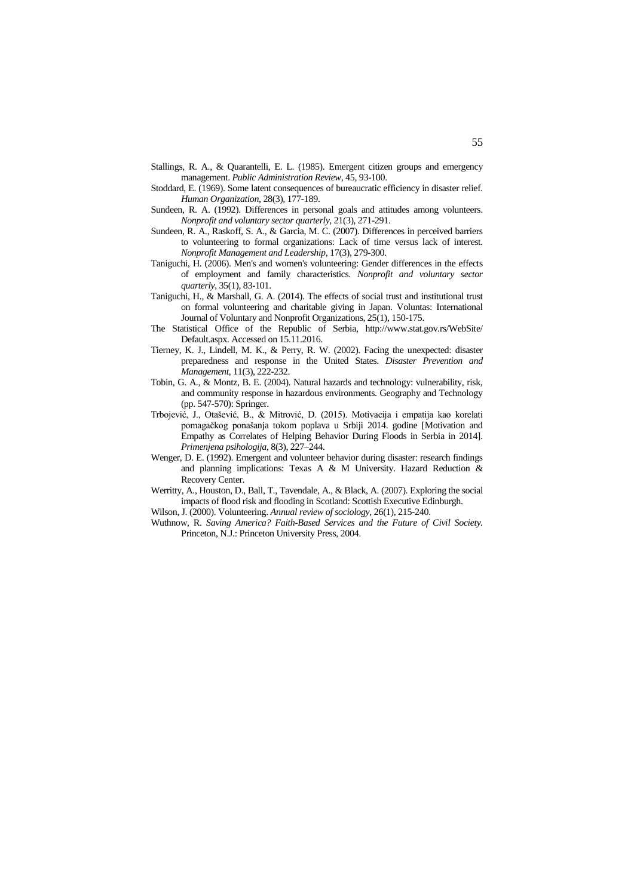Stallings, R. A., & Quarantelli, E. L. (1985). Emergent citizen groups and emergency management. *Public Administration Review*, 45, 93-100.

Stoddard, E. (1969). Some latent consequences of bureaucratic efficiency in disaster relief. *Human Organization*, 28(3), 177-189.

Sundeen, R. A. (1992). Differences in personal goals and attitudes among volunteers. *Nonprofit and voluntary sector quarterly*, 21(3), 271-291.

Sundeen, R. A., Raskoff, S. A., & Garcia, M. C. (2007). Differences in perceived barriers to volunteering to formal organizations: Lack of time versus lack of interest. *Nonprofit Management and Leadership*, 17(3), 279-300.

Taniguchi, H. (2006). Men's and women's volunteering: Gender differences in the effects of employment and family characteristics. *Nonprofit and voluntary sector quarterly*, 35(1), 83-101.

Taniguchi, H., & Marshall, G. A. (2014). The effects of social trust and institutional trust on formal volunteering and charitable giving in Japan. Voluntas: International Journal of Voluntary and Nonprofit Organizations, 25(1), 150-175.

The Statistical Office of the Republic of Serbia, http://www.stat.gov.rs/WebSite/Default.aspx. Accessed on 15.11.2016.

Tierney, K. J., Lindell, M. K., & Perry, R. W. (2002). Facing the unexpected: disaster preparedness and response in the United States. *Disaster Prevention and Management*, 11(3), 222-232.

Tobin, G. A., & Montz, B. E. (2004). Natural hazards and technology: vulnerability, risk, and community response in hazardous environments. Geography and Technology (pp. 547-570): Springer.

Trbojević, J., Otašević, B., & Mitrović, D. (2015). Motivacija i empatija kao korelati pomagačkog ponašanja tokom poplava u Srbiji 2014. godine [Motivation and Empathy as Correlates of Helping Behavior During Floods in Serbia in 2014]. *Primenjena psihologija*, 8(3), 227–244.

Wenger, D. E. (1992). Emergent and volunteer behavior during disaster: research findings and planning implications: Texas A & M University. Hazard Reduction & Recovery Center.

Werritty, A., Houston, D., Ball, T., Tavendale, A., & Black, A. (2007). Exploring the social impacts of flood risk and flooding in Scotland: Scottish Executive Edinburgh.

Wilson, J. (2000). Volunteering. *Annual review of sociology*, 26(1), 215-240.

Wuthnow, R. *Saving America? Faith-Based Services and the Future of Civil Society.* Princeton, N.J.: Princeton University Press, 2004.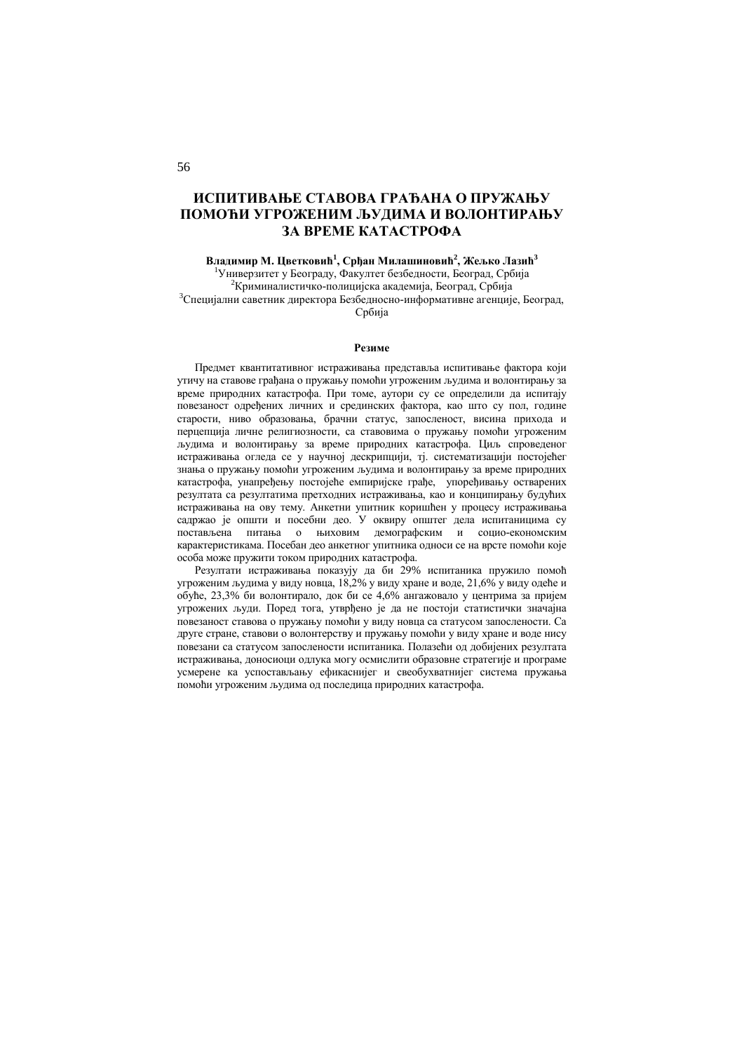# ИСПИТИВАЊЕ СТАВОВА ГРАЂАНА О ПРУЖАЊУ ПОМОЋИ УГРОЖЕНИМ ЉУДИМА И ВОЛОНТИРАЊУ ЗА ВРЕМЕ КАТАСТРОФА

**Владимир М. Цветковић[1], Срђан Милашиновић[2], Жељко Лазић[3]**

[1]Универзитет у Београду, Факултет безбедности, Београд, Србија
[2]Криминалистичко-полицијска академија, Београд, Србија
[3]Специјални саветник директора Безбедносно-информативне агенције, Београд, Србија

**Резиме**

Предмет квантитативног истраживања представља испитивање фактора који утичу на ставове грађана о пружању помоћи угроженим људима и волонтирању за време природних катастрофа. При томе, аутори су се определили да испитају повезаност одређених личних и срединских фактора, као што су пол, године старости, ниво образовања, брачни статус, запосленост, висина прихода и перцепција личне религиозности, са ставовима о пружању помоћи угроженим људима и волонтирању за време природних катастрофа. Циљ спроведеног истраживања огледа се у научној дескрипцији, тј. систематизацији постојећег знања о пружању помоћи угроженим људима и волонтирању за време природних катастрофа, унапређењу постојеће емпиријске грађе, упоређивању остварених резултата са резултатима претходних истраживања, као и концилирању будућих истраживања на ову тему. Анкетни упитник коришћен у процесу истраживања садржао је општи и посебни део. У оквиру општег дела испитаницима су постављена питања о њиховим демографским и социо-економским карактеристикама. Посебан део анкетног упитника односи се на врсте помоћи које особа може пружити током природних катастрофа.

Резултати истраживања показују да би 29% испитаника пружило помоћ угроженим људима у виду новца, 18,2% у виду хране и воде, 21,6% у виду одеће и обуће, 23,3% би волонтирало, док би се 4,6% ангажовало у центрима за пријем угрожених људи. Поред тога, утврђено је да не постоји статистички значајна повезаност ставова о пружању помоћи у виду новца са статусом запослености. Са друге стране, ставови о волонтерству и пружању помоћи у виду хране и воде нису повезани са статусом запослености испитаника. Полазећи од добијених резултата истраживања, доносиоци одлука могу осмислити образовне стратегије и програме усмерене ка успостављању ефикаснијег и свеобухватнијег система пружања помоћи угроженим људима од последица природних катастрофа.